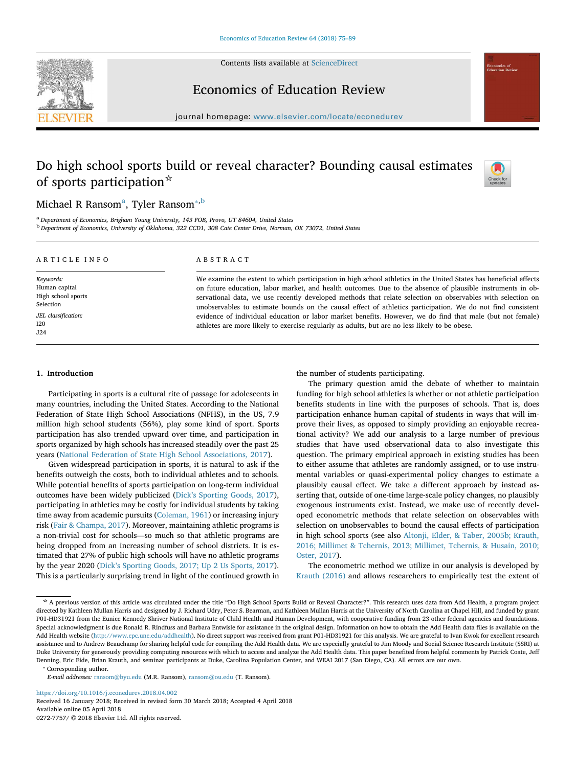# Do high school sports build or reveal character? Bounding causal estimates of sports participation[☆]

Michael R Ransom[a], Tyler Ransom[*,b]

[a] Department of Economics, Brigham Young University, 143 FOB, Provo, UT 84604, United States

[b] Department of Economics, University of Oklahoma, 322 CCD1, 308 Cate Center Drive, Norman, OK 73072, United States

## ARTICLE INFO

*Keywords:*
Human capital
High school sports
Selection

*JEL classification:*
I20
J24

## ABSTRACT

We examine the extent to which participation in high school athletics in the United States has beneficial effects on future education, labor market, and health outcomes. Due to the absence of plausible instruments in observational data, we use recently developed methods that relate selection on observables with selection on unobservables to estimate bounds on the causal effect of athletics participation. We do not find consistent evidence of individual education or labor market benefits. However, we do find that male (but not female) athletes are more likely to exercise regularly as adults, but are no less likely to be obese.

## 1. Introduction

Participating in sports is a cultural rite of passage for adolescents in many countries, including the United States. According to the National Federation of State High School Associations (NFHS), in the US, 7.9 million high school students (56%), play some kind of sport. Sports participation has also trended upward over time, and participation in sports organized by high schools has increased steadily over the past 25 years (National Federation of State High School Associations, 2017).

Given widespread participation in sports, it is natural to ask if the benefits outweigh the costs, both to individual athletes and to schools. While potential benefits of sports participation on long-term individual outcomes have been widely publicized (Dick's Sporting Goods, 2017), participating in athletics may be costly for individual students by taking time away from academic pursuits (Coleman, 1961) or increasing injury risk (Fair & Champa, 2017). Moreover, maintaining athletic programs is a non-trivial cost for schools—so much so that athletic programs are being dropped from an increasing number of school districts. It is estimated that 27% of public high schools will have no athletic programs by the year 2020 (Dick's Sporting Goods, 2017; Up 2 Us Sports, 2017). This is a particularly surprising trend in light of the continued growth in the number of students participating.

The primary question amid the debate of whether to maintain funding for high school athletics is whether or not athletic participation benefits students in line with the purposes of schools. That is, does participation enhance human capital of students in ways that will improve their lives, as opposed to simply providing an enjoyable recreational activity? We add our analysis to a large number of previous studies that have used observational data to also investigate this question. The primary empirical approach in existing studies has been to either assume that athletes are randomly assigned, or to use instrumental variables or quasi-experimental policy changes to estimate a plausibly causal effect. We take a different approach by instead asserting that, outside of one-time large-scale policy changes, no plausibly exogenous instruments exist. Instead, we make use of recently developed econometric methods that relate selection on observables with selection on unobservables to bound the causal effects of participation in high school sports (see also Altonji, Elder, & Taber, 2005b; Krauth, 2016; Millimet & Tchernis, 2013; Millimet, Tchernis, & Husain, 2010; Oster, 2017).

The econometric method we utilize in our analysis is developed by Krauth (2016) and allows researchers to empirically test the extent of

---

☆ A previous version of this article was circulated under the title "Do High School Sports Build or Reveal Character?". This research uses data from Add Health, a program project directed by Kathleen Mullan Harris and designed by J. Richard Udry, Peter S. Bearman, and Kathleen Mullan Harris at the University of North Carolina at Chapel Hill, and funded by grant P01-HD31921 from the Eunice Kennedy Shriver National Institute of Child Health and Human Development, with cooperative funding from 23 other federal agencies and foundations. Special acknowledgment is due Ronald R. Rindfuss and Barbara Entwisle for assistance in the original design. Information on how to obtain the Add Health data files is available on the Add Health website (http://www.cpc.unc.edu/addhealth). No direct support was received from grant P01-HD31921 for this analysis. We are grateful to Ivan Kwok for excellent research assistance and to Andrew Beauchamp for sharing helpful code for compiling the Add Health data. We are especially grateful to Jim Moody and Social Science Research Institute (SSRI) at Duke University for generously providing computing resources with which to access and analyze the Add Health data. This paper benefited from helpful comments by Patrick Coate, Jeff Denning, Eric Eide, Brian Krauth, and seminar participants at Duke, Carolina Population Center, and WEAI 2017 (San Diego, CA). All errors are our own.

\* Corresponding author.

*E-mail addresses:* ransom@byu.edu (M.R. Ransom), ransom@ou.edu (T. Ransom).

https://doi.org/10.1016/j.econedurev.2018.04.002
Received 16 January 2018; Received in revised form 30 March 2018; Accepted 4 April 2018
Available online 05 April 2018
0272-7757/ © 2018 Elsevier Ltd. All rights reserved.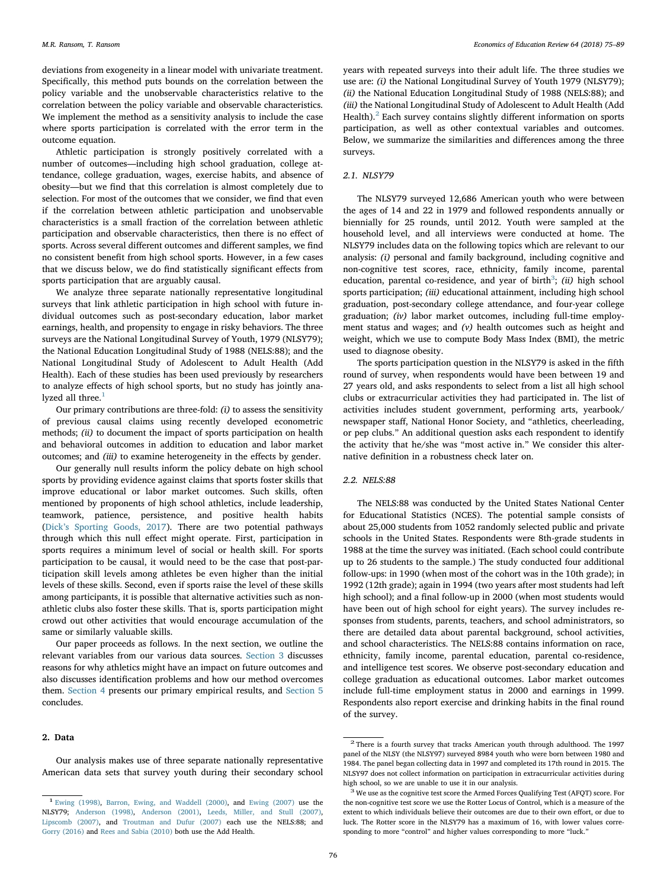deviations from exogeneity in a linear model with univariate treatment. Specifically, this method puts bounds on the correlation between the policy variable and the unobservable characteristics relative to the correlation between the policy variable and observable characteristics. We implement the method as a sensitivity analysis to include the case where sports participation is correlated with the error term in the outcome equation.

Athletic participation is strongly positively correlated with a number of outcomes—including high school graduation, college attendance, college graduation, wages, exercise habits, and absence of obesity—but we find that this correlation is almost completely due to selection. For most of the outcomes that we consider, we find that even if the correlation between athletic participation and unobservable characteristics is a small fraction of the correlation between athletic participation and observable characteristics, then there is no effect of sports. Across several different outcomes and different samples, we find no consistent benefit from high school sports. However, in a few cases that we discuss below, we do find statistically significant effects from sports participation that are arguably causal.

We analyze three separate nationally representative longitudinal surveys that link athletic participation in high school with future individual outcomes such as post-secondary education, labor market earnings, health, and propensity to engage in risky behaviors. The three surveys are the National Longitudinal Survey of Youth, 1979 (NLSY79); the National Education Longitudinal Study of 1988 (NELS:88); and the National Longitudinal Study of Adolescent to Adult Health (Add Health). Each of these studies has been used previously by researchers to analyze effects of high school sports, but no study has jointly analyzed all three.[1]

Our primary contributions are three-fold: *(i)* to assess the sensitivity of previous causal claims using recently developed econometric methods; *(ii)* to document the impact of sports participation on health and behavioral outcomes in addition to education and labor market outcomes; and *(iii)* to examine heterogeneity in the effects by gender.

Our generally null results inform the policy debate on high school sports by providing evidence against claims that sports foster skills that improve educational or labor market outcomes. Such skills, often mentioned by proponents of high school athletics, include leadership, teamwork, patience, persistence, and positive health habits (Dick's Sporting Goods, 2017). There are two potential pathways through which this null effect might operate. First, participation in sports requires a minimum level of social or health skill. For sports participation to be causal, it would need to be the case that post-participation skill levels among athletes be even higher than the initial levels of these skills. Second, even if sports raise the level of these skills among participants, it is possible that alternative activities such as non-athletic clubs also foster these skills. That is, sports participation might crowd out other activities that would encourage accumulation of the same or similarly valuable skills.

Our paper proceeds as follows. In the next section, we outline the relevant variables from our various data sources. Section 3 discusses reasons for why athletics might have an impact on future outcomes and also discusses identification problems and how our method overcomes them. Section 4 presents our primary empirical results, and Section 5 concludes.

## 2. Data

Our analysis makes use of three separate nationally representative American data sets that survey youth during their secondary school years with repeated surveys into their adult life. The three studies we use are: *(i)* the National Longitudinal Survey of Youth 1979 (NLSY79); *(ii)* the National Education Longitudinal Study of 1988 (NELS:88); and *(iii)* the National Longitudinal Study of Adolescent to Adult Health (Add Health).[2] Each survey contains slightly different information on sports participation, as well as other contextual variables and outcomes. Below, we summarize the similarities and differences among the three surveys.

### 2.1. NLSY79

The NLSY79 surveyed 12,686 American youth who were between the ages of 14 and 22 in 1979 and followed respondents annually or biennially for 25 rounds, until 2012. Youth were sampled at the household level, and all interviews were conducted at home. The NLSY79 includes data on the following topics which are relevant to our analysis: *(i)* personal and family background, including cognitive and non-cognitive test scores, race, ethnicity, family income, parental education, parental co-residence, and year of birth[3]; *(ii)* high school sports participation; *(iii)* educational attainment, including high school graduation, post-secondary college attendance, and four-year college graduation; *(iv)* labor market outcomes, including full-time employment status and wages; and *(v)* health outcomes such as height and weight, which we use to compute Body Mass Index (BMI), the metric used to diagnose obesity.

The sports participation question in the NLSY79 is asked in the fifth round of survey, when respondents would have been between 19 and 27 years old, and asks respondents to select from a list all high school clubs or extracurricular activities they had participated in. The list of activities includes student government, performing arts, yearbook/newspaper staff, National Honor Society, and "athletics, cheerleading, or pep clubs." An additional question asks each respondent to identify the activity that he/she was "most active in." We consider this alternative definition in a robustness check later on.

### 2.2. NELS:88

The NELS:88 was conducted by the United States National Center for Educational Statistics (NCES). The potential sample consists of about 25,000 students from 1052 randomly selected public and private schools in the United States. Respondents were 8th-grade students in 1988 at the time the survey was initiated. (Each school could contribute up to 26 students to the sample.) The study conducted four additional follow-ups: in 1990 (when most of the cohort was in the 10th grade); in 1992 (12th grade); again in 1994 (two years after most students had left high school); and a final follow-up in 2000 (when most students would have been out of high school for eight years). The survey includes responses from students, parents, teachers, and school administrators, so there are detailed data about parental background, school activities, and school characteristics. The NELS:88 contains information on race, ethnicity, family income, parental education, parental co-residence, and intelligence test scores. We observe post-secondary education and college graduation as educational outcomes. Labor market outcomes include full-time employment status in 2000 and earnings in 1999. Respondents also report exercise and drinking habits in the final round of the survey.

---

[1] Ewing (1998), Barron, Ewing, and Waddell (2000), and Ewing (2007) use the NLSY79; Anderson (1998), Anderson (2001), Leeds, Miller, and Stull (2007), Lipscomb (2007), and Troutman and Dufur (2007) each use the NELS:88; and Gorry (2016) and Rees and Sabia (2010) both use the Add Health.

[2] There is a fourth survey that tracks American youth through adulthood. The 1997 panel of the NLSY (the NLSY97) surveyed 8984 youth who were born between 1980 and 1984. The panel began collecting data in 1997 and completed its 17th round in 2015. The NLSY97 does not collect information on participation in extracurricular activities during high school, so we are unable to use it in our analysis.

[3] We use as the cognitive test score the Armed Forces Qualifying Test (AFQT) score. For the non-cognitive test score we use the Rotter Locus of Control, which is a measure of the extent to which individuals believe their outcomes are due to their own effort, or due to luck. The Rotter score in the NLSY79 has a maximum of 16, with lower values corresponding to more "control" and higher values corresponding to more "luck."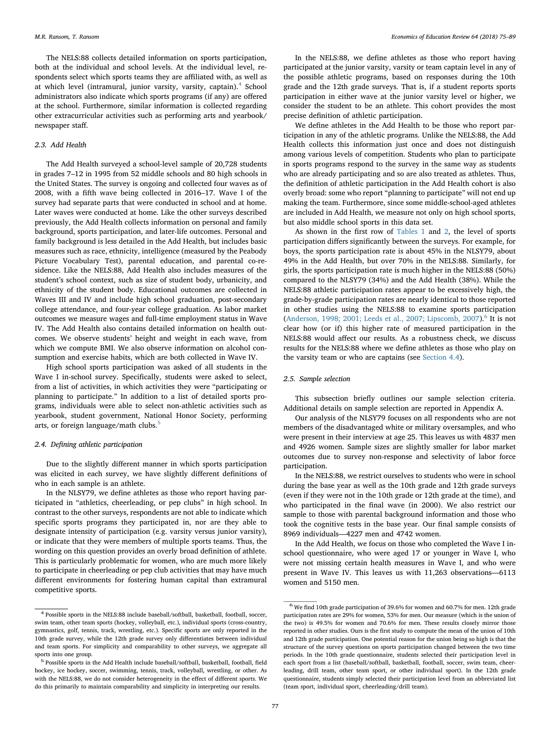The NELS:88 collects detailed information on sports participation, both at the individual and school levels. At the individual level, respondents select which sports teams they are affiliated with, as well as at which level (intramural, junior varsity, varsity, captain).[4] School administrators also indicate which sports programs (if any) are offered at the school. Furthermore, similar information is collected regarding other extracurricular activities such as performing arts and yearbook/newspaper staff.

### 2.3. Add Health

The Add Health surveyed a school-level sample of 20,728 students in grades 7–12 in 1995 from 52 middle schools and 80 high schools in the United States. The survey is ongoing and collected four waves as of 2008, with a fifth wave being collected in 2016–17. Wave I of the survey had separate parts that were conducted in school and at home. Later waves were conducted at home. Like the other surveys described previously, the Add Health collects information on personal and family background, sports participation, and later-life outcomes. Personal and family background is less detailed in the Add Health, but includes basic measures such as race, ethnicity, intelligence (measured by the Peabody Picture Vocabulary Test), parental education, and parental co-residence. Like the NELS:88, Add Health also includes measures of the student's school context, such as size of student body, urbanicity, and ethnicity of the student body. Educational outcomes are collected in Waves III and IV and include high school graduation, post-secondary college attendance, and four-year college graduation. As labor market outcomes we measure wages and full-time employment status in Wave IV. The Add Health also contains detailed information on health outcomes. We observe students' height and weight in each wave, from which we compute BMI. We also observe information on alcohol consumption and exercise habits, which are both collected in Wave IV.

High school sports participation was asked of all students in the Wave I in-school survey. Specifically, students were asked to select, from a list of activities, in which activities they were "participating or planning to participate." In addition to a list of detailed sports programs, individuals were able to select non-athletic activities such as yearbook, student government, National Honor Society, performing arts, or foreign language/math clubs.[5]

### 2.4. Defining athletic participation

Due to the slightly different manner in which sports participation was elicited in each survey, we have slightly different definitions of who in each sample is an athlete.

In the NLSY79, we define athletes as those who report having participated in "athletics, cheerleading, or pep clubs" in high school. In contrast to the other surveys, respondents are not able to indicate which specific sports programs they participated in, nor are they able to designate intensity of participation (e.g. varsity versus junior varsity), or indicate that they were members of multiple sports teams. Thus, the wording on this question provides an overly broad definition of athlete. This is particularly problematic for women, who are much more likely to participate in cheerleading or pep club activities that may have much different environments for fostering human capital than extramural competitive sports.

In the NELS:88, we define athletes as those who report having participated at the junior varsity, varsity or team captain level in any of the possible athletic programs, based on responses during the 10th grade and the 12th grade surveys. That is, if a student reports sports participation in either wave at the junior varsity level or higher, we consider the student to be an athlete. This cohort provides the most precise definition of athletic participation.

We define athletes in the Add Health to be those who report participation in any of the athletic programs. Unlike the NELS:88, the Add Health collects this information just once and does not distinguish among various levels of competition. Students who plan to participate in sports programs respond to the survey in the same way as students who are already participating and so are also treated as athletes. Thus, the definition of athletic participation in the Add Health cohort is also overly broad: some who report "planning to participate" will not end up making the team. Furthermore, since some middle-school-aged athletes are included in Add Health, we measure not only on high school sports, but also middle school sports in this data set.

As shown in the first row of Tables 1 and 2, the level of sports participation differs significantly between the surveys. For example, for boys, the sports participation rate is about 45% in the NLSY79, about 49% in the Add Health, but over 70% in the NELS:88. Similarly, for girls, the sports participation rate is much higher in the NELS:88 (50%) compared to the NLSY79 (34%) and the Add Health (38%). While the NELS:88 athletic participation rates appear to be excessively high, the grade-by-grade participation rates are nearly identical to those reported in other studies using the NELS:88 to examine sports participation (Anderson, 1998; 2001; Leeds et al., 2007; Lipscomb, 2007).[6] It is not clear how (or if) this higher rate of measured participation in the NELS:88 would affect our results. As a robustness check, we discuss results for the NELS:88 where we define athletes as those who play on the varsity team or who are captains (see Section 4.4).

### 2.5. Sample selection

This subsection briefly outlines our sample selection criteria. Additional details on sample selection are reported in Appendix A.

Our analysis of the NLSY79 focuses on all respondents who are not members of the disadvantaged white or military oversamples, and who were present in their interview at age 25. This leaves us with 4837 men and 4926 women. Sample sizes are slightly smaller for labor market outcomes due to survey non-response and selectivity of labor force participation.

In the NELS:88, we restrict ourselves to students who were in school during the base year as well as the 10th grade and 12th grade surveys (even if they were not in the 10th grade or 12th grade at the time), and who participated in the final wave (in 2000). We also restrict our sample to those with parental background information and those who took the cognitive tests in the base year. Our final sample consists of 8969 individuals—4227 men and 4742 women.

In the Add Health, we focus on those who completed the Wave I in-school questionnaire, who were aged 17 or younger in Wave I, and who were not missing certain health measures in Wave I, and who were present in Wave IV. This leaves us with 11,263 observations—6113 women and 5150 men.

---

[4] Possible sports in the NELS:88 include baseball/softball, basketball, football, soccer, swim team, other team sports (hockey, volleyball, etc.), individual sports (cross-country, gymnastics, golf, tennis, track, wrestling, etc.). Specific sports are only reported in the 10th grade survey, while the 12th grade survey only differentiates between individual and team sports. For simplicity and comparability to other surveys, we aggregate all sports into one group.

[5] Possible sports in the Add Health include baseball/softball, basketball, football, field hockey, ice hockey, soccer, swimming, tennis, track, volleyball, wrestling, or other. As with the NELS:88, we do not consider heterogeneity in the effect of different sports. We do this primarily to maintain comparability and simplicity in interpreting our results.

[6] We find 10th grade participation of 39.6% for women and 60.7% for men. 12th grade participation rates are 29% for women, 53% for men. Our measure (which is the union of the two) is 49.5% for women and 70.6% for men. These results closely mirror those reported in other studies. Ours is the first study to compute the mean of the union of 10th and 12th grade participation. One potential reason for the union being so high is that the structure of the survey questions on sports participation changed between the two time periods. In the 10th grade questionnaire, students selected their participation level in each sport from a list (baseball/softball, basketball, football, soccer, swim team, cheerleading, drill team, other team sport, or other individual sport). In the 12th grade questionnaire, students simply selected their participation level from an abbreviated list (team sport, individual sport, cheerleading/drill team).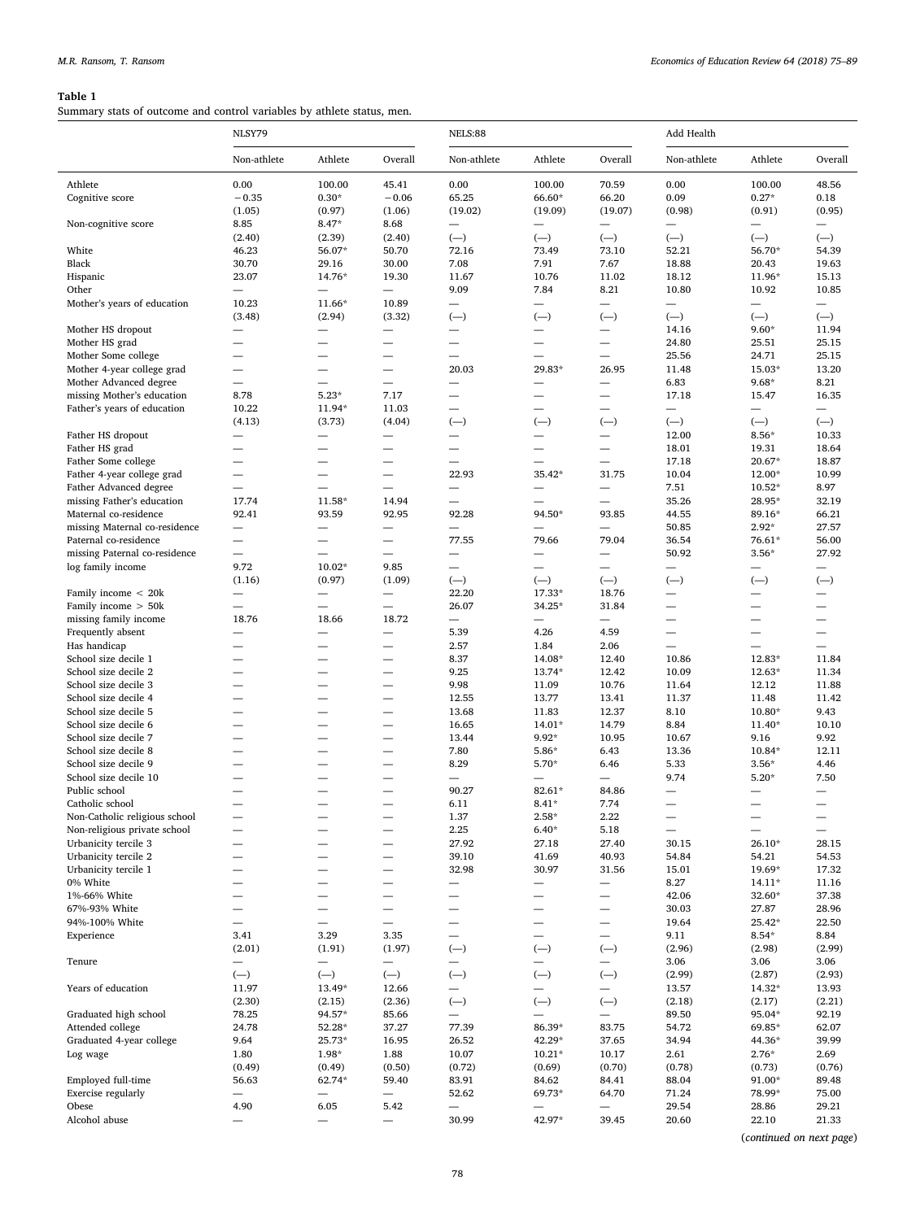**Table 1**

Summary stats of outcome and control variables by athlete status, men.

| | NLSY79 | | | NELS:88 | | | Add Health | | |
|---|---|---|---|---|---|---|---|---|---|
| | Non-athlete | Athlete | Overall | Non-athlete | Athlete | Overall | Non-athlete | Athlete | Overall |
| Athlete | 0.00 | 100.00 | 45.41 | 0.00 | 100.00 | 70.59 | 0.00 | 100.00 | 48.56 |
| Cognitive score | −0.35 | 0.30* | −0.06 | 65.25 | 66.60* | 66.20 | 0.09 | 0.27* | 0.18 |
| | (1.05) | (0.97) | (1.06) | (19.02) | (19.09) | (19.07) | (0.98) | (0.91) | (0.95) |
| Non-cognitive score | 8.85 | 8.47* | 8.68 | — | — | — | — | — | — |
| | (2.40) | (2.39) | (2.40) | (—) | (—) | (—) | (—) | (—) | (—) |
| White | 46.23 | 56.07* | 50.70 | 72.16 | 73.49 | 73.10 | 52.21 | 56.70* | 54.39 |
| Black | 30.70 | 29.16 | 30.00 | 7.08 | 7.91 | 7.67 | 18.88 | 20.43 | 19.63 |
| Hispanic | 23.07 | 14.76* | 19.30 | 11.67 | 10.76 | 11.02 | 18.12 | 11.96* | 15.13 |
| Other | — | — | — | 9.09 | 7.84 | 8.21 | 10.80 | 10.92 | 10.85 |
| Mother's years of education | 10.23 | 11.66* | 10.89 | — | — | — | — | — | — |
| | (3.48) | (2.94) | (3.32) | (—) | (—) | (—) | (—) | (—) | (—) |
| Mother HS dropout | — | — | — | — | — | — | 14.16 | 9.60* | 11.94 |
| Mother HS grad | — | — | — | — | — | — | 24.80 | 25.51 | 25.15 |
| Mother Some college | — | — | — | — | — | — | 25.56 | 24.71 | 25.15 |
| Mother 4-year college grad | — | — | — | 20.03 | 29.83* | 26.95 | 11.48 | 15.03* | 13.20 |
| Mother Advanced degree | — | — | — | — | — | — | 6.83 | 9.68* | 8.21 |
| missing Mother's education | 8.78 | 5.23* | 7.17 | — | — | — | 17.18 | 15.47 | 16.35 |
| Father's years of education | 10.22 | 11.94* | 11.03 | — | — | — | — | — | — |
| | (4.13) | (3.73) | (4.04) | (—) | (—) | (—) | (—) | (—) | (—) |
| Father HS dropout | — | — | — | — | — | — | 12.00 | 8.56* | 10.33 |
| Father HS grad | — | — | — | — | — | — | 18.01 | 19.31 | 18.64 |
| Father Some college | — | — | — | — | — | — | 17.18 | 20.67* | 18.87 |
| Father 4-year college grad | — | — | — | 22.93 | 35.42* | 31.75 | 10.04 | 12.00* | 10.99 |
| Father Advanced degree | — | — | — | — | — | — | 7.51 | 10.52* | 8.97 |
| missing Father's education | 17.74 | 11.58* | 14.94 | — | — | — | 35.26 | 28.95* | 32.19 |
| Maternal co-residence | 92.41 | 93.59 | 92.95 | 92.28 | 94.50* | 93.85 | 44.55 | 89.16* | 66.21 |
| missing Maternal co-residence | — | — | — | — | — | — | 50.85 | 2.92* | 27.57 |
| Paternal co-residence | — | — | — | 77.55 | 79.66 | 79.04 | 36.54 | 76.61* | 56.00 |
| missing Paternal co-residence | — | — | — | — | — | — | 50.92 | 3.56* | 27.92 |
| log family income | 9.72 | 10.02* | 9.85 | — | — | — | — | — | — |
| | (1.16) | (0.97) | (1.09) | (—) | (—) | (—) | (—) | (—) | (—) |
| Family income < 20k | — | — | — | 22.20 | 17.33* | 18.76 | — | — | — |
| Family income > 50k | — | — | — | 26.07 | 34.25* | 31.84 | — | — | — |
| missing family income | 18.76 | 18.66 | 18.72 | — | — | — | — | — | — |
| Frequently absent | — | — | — | 5.39 | 4.26 | 4.59 | — | — | — |
| Has handicap | — | — | — | 2.57 | 1.84 | 2.06 | — | — | — |
| School size decile 1 | — | — | — | 8.37 | 14.08* | 12.40 | 10.86 | 12.83* | 11.84 |
| School size decile 2 | — | — | — | 9.25 | 13.74* | 12.42 | 10.09 | 12.63* | 11.34 |
| School size decile 3 | — | — | — | 9.98 | 11.09 | 10.76 | 11.64 | 12.12 | 11.88 |
| School size decile 4 | — | — | — | 12.55 | 13.77 | 13.41 | 11.37 | 11.48 | 11.42 |
| School size decile 5 | — | — | — | 13.68 | 11.83 | 12.37 | 8.10 | 10.80* | 9.43 |
| School size decile 6 | — | — | — | 16.65 | 14.01* | 14.79 | 8.84 | 11.40* | 10.10 |
| School size decile 7 | — | — | — | 13.44 | 9.92* | 10.95 | 10.67 | 9.16 | 9.92 |
| School size decile 8 | — | — | — | 7.80 | 5.86* | 6.43 | 13.36 | 10.84* | 12.11 |
| School size decile 9 | — | — | — | 8.29 | 5.70* | 6.46 | 5.33 | 3.56* | 4.46 |
| School size decile 10 | — | — | — | — | — | — | 9.74 | 5.20* | 7.50 |
| Public school | — | — | — | 90.27 | 82.61* | 84.86 | — | — | — |
| Catholic school | — | — | — | 6.11 | 8.41* | 7.74 | — | — | — |
| Non-Catholic religious school | — | — | — | 1.37 | 2.58* | 2.22 | — | — | — |
| Non-religious private school | — | — | — | 2.25 | 6.40* | 5.18 | — | — | — |
| Urbanicity tercile 3 | — | — | — | 27.92 | 27.18 | 27.40 | 30.15 | 26.10* | 28.15 |
| Urbanicity tercile 2 | — | — | — | 39.10 | 41.69 | 40.93 | 54.84 | 54.21 | 54.53 |
| Urbanicity tercile 1 | — | — | — | 32.98 | 30.97 | 31.56 | 15.01 | 19.69* | 17.32 |
| 0% White | — | — | — | — | — | — | 8.27 | 14.11* | 11.16 |
| 1%-66% White | — | — | — | — | — | — | 42.06 | 32.60* | 37.38 |
| 67%-93% White | — | — | — | — | — | — | 30.03 | 27.87 | 28.96 |
| 94%-100% White | — | — | — | — | — | — | 19.64 | 25.42* | 22.50 |
| Experience | 3.41 | 3.29 | 3.35 | — | — | — | 9.11 | 8.54* | 8.84 |
| | (2.01) | (1.91) | (1.97) | (—) | (—) | (—) | (2.96) | (2.98) | (2.99) |
| Tenure | — | — | — | — | — | — | 3.06 | 3.06 | 3.06 |
| | (—) | (—) | (—) | (—) | (—) | (—) | (2.99) | (2.87) | (2.93) |
| Years of education | 11.97 | 13.49* | 12.66 | — | — | — | 13.57 | 14.32* | 13.93 |
| | (2.30) | (2.15) | (2.36) | (—) | (—) | (—) | (2.18) | (2.17) | (2.21) |
| Graduated high school | 78.25 | 94.57* | 85.66 | — | — | — | 89.50 | 95.04* | 92.19 |
| Attended college | 24.78 | 52.28* | 37.27 | 77.39 | 86.39* | 83.75 | 54.72 | 69.85* | 62.07 |
| Graduated 4-year college | 9.64 | 25.73* | 16.95 | 26.52 | 42.29* | 37.65 | 34.94 | 44.36* | 39.99 |
| Log wage | 1.80 | 1.98* | 1.88 | 10.07 | 10.21* | 10.17 | 2.61 | 2.76* | 2.69 |
| | (0.49) | (0.49) | (0.50) | (0.72) | (0.69) | (0.70) | (0.78) | (0.73) | (0.76) |
| Employed full-time | 56.63 | 62.74* | 59.40 | 83.91 | 84.62 | 84.41 | 88.04 | 91.00* | 89.48 |
| Exercise regularly | — | — | — | 52.62 | 69.73* | 64.70 | 71.24 | 78.99* | 75.00 |
| Obese | 4.90 | 6.05 | 5.42 | — | — | — | 29.54 | 28.86 | 29.21 |
| Alcohol abuse | — | — | — | 30.99 | 42.97* | 39.45 | 20.60 | 22.10 | 21.33 |

(*continued on next page*)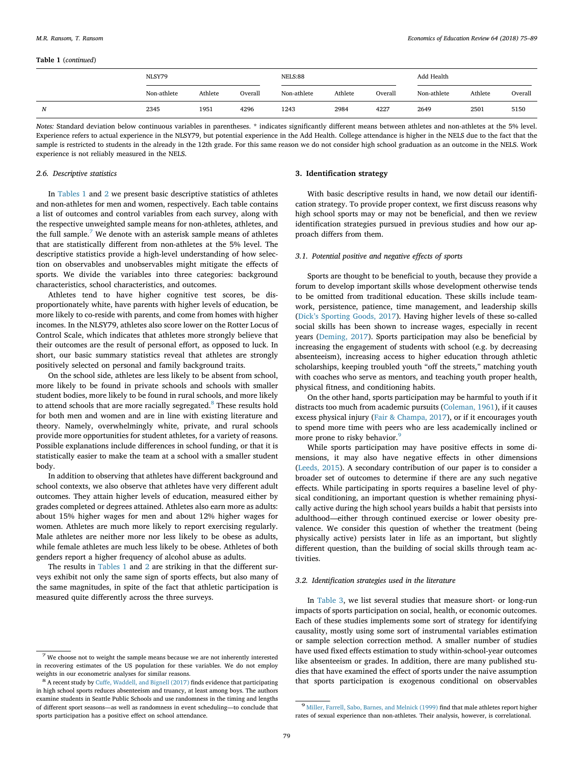**Table 1** (*continued*)

| | NLSY79 | | | NELS:88 | | | Add Health | | |
|---|---|---|---|---|---|---|---|---|---|
| | Non-athlete | Athlete | Overall | Non-athlete | Athlete | Overall | Non-athlete | Athlete | Overall |
| *N* | 2345 | 1951 | 4296 | 1243 | 2984 | 4227 | 2649 | 2501 | 5150 |

*Notes:* Standard deviation below continuous variables in parentheses. * indicates significantly different means between athletes and non-athletes at the 5% level. Experience refers to actual experience in the NLSY79, but potential experience in the Add Health. College attendance is higher in the NELS due to the fact that the sample is restricted to students in the already in the 12th grade. For this same reason we do not consider high school graduation as an outcome in the NELS. Work experience is not reliably measured in the NELS.

### 2.6. Descriptive statistics

In Tables 1 and 2 we present basic descriptive statistics of athletes and non-athletes for men and women, respectively. Each table contains a list of outcomes and control variables from each survey, along with the respective unweighted sample means for non-athletes, athletes, and the full sample.[7] We denote with an asterisk sample means of athletes that are statistically different from non-athletes at the 5% level. The descriptive statistics provide a high-level understanding of how selection on observables and unobservables might mitigate the effects of sports. We divide the variables into three categories: background characteristics, school characteristics, and outcomes.

Athletes tend to have higher cognitive test scores, be disproportionately white, have parents with higher levels of education, be more likely to co-reside with parents, and come from homes with higher incomes. In the NLSY79, athletes also score lower on the Rotter Locus of Control Scale, which indicates that athletes more strongly believe that their outcomes are the result of personal effort, as opposed to luck. In short, our basic summary statistics reveal that athletes are strongly positively selected on personal and family background traits.

On the school side, athletes are less likely to be absent from school, more likely to be found in private schools and schools with smaller student bodies, more likely to be found in rural schools, and more likely to attend schools that are more racially segregated.[8] These results hold for both men and women and are in line with existing literature and theory. Namely, overwhelmingly white, private, and rural schools provide more opportunities for student athletes, for a variety of reasons. Possible explanations include differences in school funding, or that it is statistically easier to make the team at a school with a smaller student body.

In addition to observing that athletes have different background and school contexts, we also observe that athletes have very different adult outcomes. They attain higher levels of education, measured either by grades completed or degrees attained. Athletes also earn more as adults: about 15% higher wages for men and about 12% higher wages for women. Athletes are much more likely to report exercising regularly. Male athletes are neither more nor less likely to be obese as adults, while female athletes are much less likely to be obese. Athletes of both genders report a higher frequency of alcohol abuse as adults.

The results in Tables 1 and 2 are striking in that the different surveys exhibit not only the same sign of sports effects, but also many of the same magnitudes, in spite of the fact that athletic participation is measured quite differently across the three surveys.

## 3. Identification strategy

With basic descriptive results in hand, we now detail our identification strategy. To provide proper context, we first discuss reasons why high school sports may or may not be beneficial, and then we review identification strategies pursued in previous studies and how our approach differs from them.

### 3.1. Potential positive and negative effects of sports

Sports are thought to be beneficial to youth, because they provide a forum to develop important skills whose development otherwise tends to be omitted from traditional education. These skills include teamwork, persistence, patience, time management, and leadership skills (Dick's Sporting Goods, 2017). Having higher levels of these so-called social skills has been shown to increase wages, especially in recent years (Deming, 2017). Sports participation may also be beneficial by increasing the engagement of students with school (e.g. by decreasing absenteeism), increasing access to higher education through athletic scholarships, keeping troubled youth "off the streets," matching youth with coaches who serve as mentors, and teaching youth proper health, physical fitness, and conditioning habits.

On the other hand, sports participation may be harmful to youth if it distracts too much from academic pursuits (Coleman, 1961), if it causes excess physical injury (Fair & Champa, 2017), or if it encourages youth to spend more time with peers who are less academically inclined or more prone to risky behavior.[9]

While sports participation may have positive effects in some dimensions, it may also have negative effects in other dimensions (Leeds, 2015). A secondary contribution of our paper is to consider a broader set of outcomes to determine if there are any such negative effects. While participating in sports requires a baseline level of physical conditioning, an important question is whether remaining physically active during the high school years builds a habit that persists into adulthood—either through continued exercise or lower obesity prevalence. We consider this question of whether the treatment (being physically active) persists later in life as an important, but slightly different question, than the building of social skills through team activities.

### 3.2. Identification strategies used in the literature

In Table 3, we list several studies that measure short- or long-run impacts of sports participation on social, health, or economic outcomes. Each of these studies implements some sort of strategy for identifying causality, mostly using some sort of instrumental variables estimation or sample selection correction method. A smaller number of studies have used fixed effects estimation to study within-school-year outcomes like absenteeism or grades. In addition, there are many published studies that have examined the effect of sports under the naive assumption that sports participation is exogenous conditional on observables

[7] We choose not to weight the sample means because we are not inherently interested in recovering estimates of the US population for these variables. We do not employ weights in our econometric analyses for similar reasons.

[8] A recent study by Cuffe, Waddell, and Bignell (2017) finds evidence that participating in high school sports reduces absenteeism and truancy, at least among boys. The authors examine students in Seattle Public Schools and use randomness in the timing and lengths of different sport seasons—as well as randomness in event scheduling—to conclude that sports participation has a positive effect on school attendance.

[9] Miller, Farrell, Sabo, Barnes, and Melnick (1999) find that male athletes report higher rates of sexual experience than non-athletes. Their analysis, however, is correlational.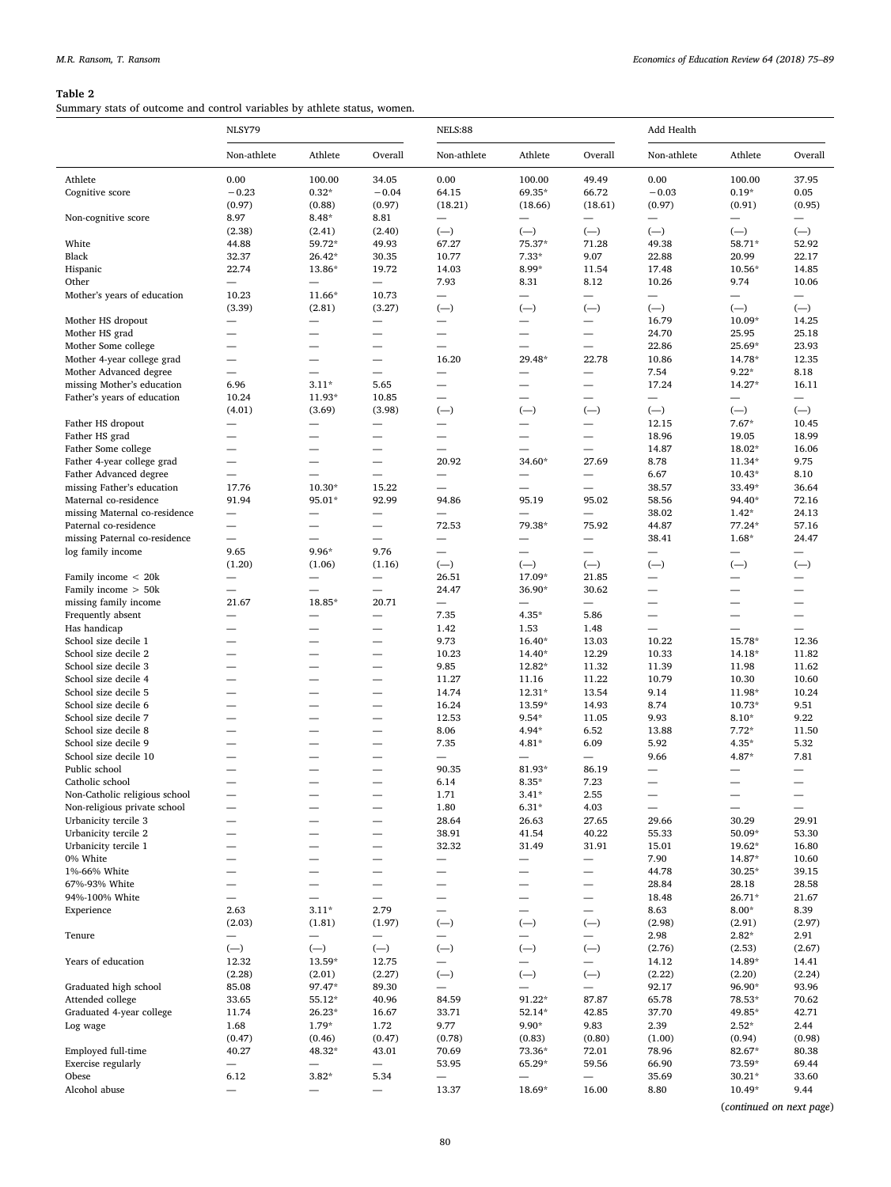**Table 2**
Summary stats of outcome and control variables by athlete status, women.

| | NLSY79 | | | NELS:88 | | | Add Health | | |
|---|---|---|---|---|---|---|---|---|---|
| | Non-athlete | Athlete | Overall | Non-athlete | Athlete | Overall | Non-athlete | Athlete | Overall |
| Athlete | 0.00 | 100.00 | 34.05 | 0.00 | 100.00 | 49.49 | 0.00 | 100.00 | 37.95 |
| Cognitive score | −0.23 | 0.32* | −0.04 | 64.15 | 69.35* | 66.72 | −0.03 | 0.19* | 0.05 |
| | (0.97) | (0.88) | (0.97) | (18.21) | (18.66) | (18.61) | (0.97) | (0.91) | (0.95) |
| Non-cognitive score | 8.97 | 8.48* | 8.81 | — | — | — | — | — | — |
| | (2.38) | (2.41) | (2.40) | (—) | (—) | (—) | (—) | (—) | (—) |
| White | 44.88 | 59.72* | 49.93 | 67.27 | 75.37* | 71.28 | 49.38 | 58.71* | 52.92 |
| Black | 32.37 | 26.42* | 30.35 | 10.77 | 7.33* | 9.07 | 22.88 | 20.99 | 22.17 |
| Hispanic | 22.74 | 13.86* | 19.72 | 14.03 | 8.99* | 11.54 | 17.48 | 10.56* | 14.85 |
| Other | — | — | — | 7.93 | 8.31 | 8.12 | 10.26 | 9.74 | 10.06 |
| Mother's years of education | 10.23 | 11.66* | 10.73 | — | — | — | — | — | — |
| | (3.39) | (2.81) | (3.27) | (—) | (—) | (—) | (—) | (—) | (—) |
| Mother HS dropout | — | — | — | — | — | — | 16.79 | 10.09* | 14.25 |
| Mother HS grad | — | — | — | — | — | — | 24.70 | 25.95 | 25.18 |
| Mother Some college | — | — | — | — | — | — | 22.86 | 25.69* | 23.93 |
| Mother 4-year college grad | — | — | — | 16.20 | 29.48* | 22.78 | 10.86 | 14.78* | 12.35 |
| Mother Advanced degree | — | — | — | — | — | — | 7.54 | 9.22* | 8.18 |
| missing Mother's education | 6.96 | 3.11* | 5.65 | — | — | — | 17.24 | 14.27* | 16.11 |
| Father's years of education | 10.24 | 11.93* | 10.85 | — | — | — | — | — | — |
| | (4.01) | (3.69) | (3.98) | (—) | (—) | (—) | (—) | (—) | (—) |
| Father HS dropout | — | — | — | — | — | — | 12.15 | 7.67* | 10.45 |
| Father HS grad | — | — | — | — | — | — | 18.96 | 19.05 | 18.99 |
| Father Some college | — | — | — | — | — | — | 14.87 | 18.02* | 16.06 |
| Father 4-year college grad | — | — | — | 20.92 | 34.60* | 27.69 | 8.78 | 11.34* | 9.75 |
| Father Advanced degree | — | — | — | — | — | — | 6.67 | 10.43* | 8.10 |
| missing Father's education | 17.76 | 10.30* | 15.22 | — | — | — | 38.57 | 33.49* | 36.64 |
| Maternal co-residence | 91.94 | 95.01* | 92.99 | 94.86 | 95.19 | 95.02 | 58.56 | 94.40* | 72.16 |
| missing Maternal co-residence | — | — | — | — | — | — | 38.02 | 1.42* | 24.13 |
| Paternal co-residence | — | — | — | 72.53 | 79.38* | 75.92 | 44.87 | 77.24* | 57.16 |
| missing Paternal co-residence | — | — | — | — | — | — | 38.41 | 1.68* | 24.47 |
| log family income | 9.65 | 9.96* | 9.76 | — | — | — | — | — | — |
| | (1.20) | (1.06) | (1.16) | (—) | (—) | (—) | (—) | (—) | (—) |
| Family income < 20k | — | — | — | 26.51 | 17.09* | 21.85 | — | — | — |
| Family income > 50k | — | — | — | 24.47 | 36.90* | 30.62 | — | — | — |
| missing family income | 21.67 | 18.85* | 20.71 | — | — | — | — | — | — |
| Frequently absent | — | — | — | 7.35 | 4.35* | 5.86 | — | — | — |
| Has handicap | — | — | — | 1.42 | 1.53 | 1.48 | — | — | — |
| School size decile 1 | — | — | — | 9.73 | 16.40* | 13.03 | 10.22 | 15.78* | 12.36 |
| School size decile 2 | — | — | — | 10.23 | 14.40* | 12.29 | 10.33 | 14.18* | 11.82 |
| School size decile 3 | — | — | — | 9.85 | 12.82* | 11.32 | 11.39 | 11.98 | 11.62 |
| School size decile 4 | — | — | — | 11.27 | 11.16 | 11.22 | 10.79 | 10.30 | 10.60 |
| School size decile 5 | — | — | — | 14.74 | 12.31* | 13.54 | 9.14 | 11.98* | 10.24 |
| School size decile 6 | — | — | — | 16.24 | 13.59* | 14.93 | 8.74 | 10.73* | 9.51 |
| School size decile 7 | — | — | — | 12.53 | 9.54* | 11.05 | 9.93 | 8.10* | 9.22 |
| School size decile 8 | — | — | — | 8.06 | 4.94* | 6.52 | 13.88 | 7.72* | 11.50 |
| School size decile 9 | — | — | — | 7.35 | 4.81* | 6.09 | 5.92 | 4.35* | 5.32 |
| School size decile 10 | — | — | — | — | — | — | 9.66 | 4.87* | 7.81 |
| Public school | — | — | — | 90.35 | 81.93* | 86.19 | — | — | — |
| Catholic school | — | — | — | 6.14 | 8.35* | 7.23 | — | — | — |
| Non-Catholic religious school | — | — | — | 1.71 | 3.41* | 2.55 | — | — | — |
| Non-religious private school | — | — | — | 1.80 | 6.31* | 4.03 | — | — | — |
| Urbanicity tercile 3 | — | — | — | 28.64 | 26.63 | 27.65 | 29.66 | 30.29 | 29.91 |
| Urbanicity tercile 2 | — | — | — | 38.91 | 41.54 | 40.22 | 55.33 | 50.09* | 53.30 |
| Urbanicity tercile 1 | — | — | — | 32.32 | 31.49 | 31.91 | 15.01 | 19.62* | 16.80 |
| 0% White | — | — | — | — | — | — | 7.90 | 14.87* | 10.60 |
| 1%-66% White | — | — | — | — | — | — | 44.78 | 30.25* | 39.15 |
| 67%-93% White | — | — | — | — | — | — | 28.84 | 28.18 | 28.58 |
| 94%-100% White | — | — | — | — | — | — | 18.48 | 26.71* | 21.67 |
| Experience | 2.63 | 3.11* | 2.79 | — | — | — | 8.63 | 8.00* | 8.39 |
| | (2.03) | (1.81) | (1.97) | (—) | (—) | (—) | (2.98) | (2.91) | (2.97) |
| Tenure | — | — | — | — | — | — | 2.98 | 2.82* | 2.91 |
| | (—) | (—) | (—) | (—) | (—) | (—) | (2.76) | (2.53) | (2.67) |
| Years of education | 12.32 | 13.59* | 12.75 | — | — | — | 14.12 | 14.89* | 14.41 |
| | (2.28) | (2.01) | (2.27) | (—) | (—) | (—) | (2.22) | (2.20) | (2.24) |
| Graduated high school | 85.08 | 97.47* | 89.30 | — | — | — | 92.17 | 96.90* | 93.96 |
| Attended college | 33.65 | 55.12* | 40.96 | 84.59 | 91.22* | 87.87 | 65.78 | 78.53* | 70.62 |
| Graduated 4-year college | 11.74 | 26.23* | 16.67 | 33.71 | 52.14* | 42.85 | 37.70 | 49.85* | 42.71 |
| Log wage | 1.68 | 1.79* | 1.72 | 9.77 | 9.90* | 9.83 | 2.39 | 2.52* | 2.44 |
| | (0.47) | (0.46) | (0.47) | (0.78) | (0.83) | (0.80) | (1.00) | (0.94) | (0.98) |
| Employed full-time | 40.27 | 48.32* | 43.01 | 70.69 | 73.36* | 72.01 | 78.96 | 82.67* | 80.38 |
| Exercise regularly | — | — | — | 53.95 | 65.29* | 59.56 | 66.90 | 73.59* | 69.44 |
| Obese | 6.12 | 3.82* | 5.34 | — | — | — | 35.69 | 30.21* | 33.60 |
| Alcohol abuse | — | — | — | 13.37 | 18.69* | 16.00 | 8.80 | 10.49* | 9.44 |

(*continued on next page*)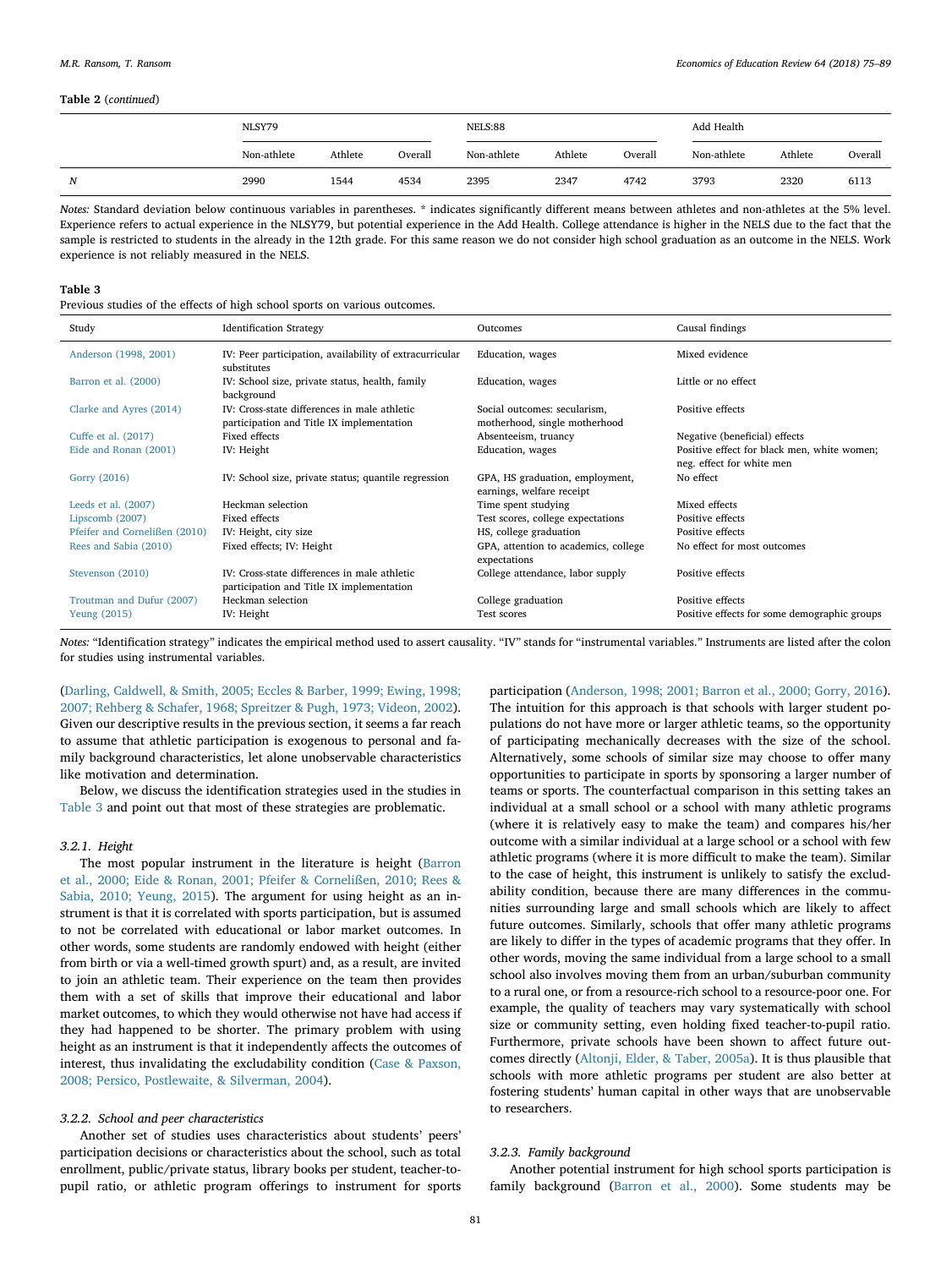**Table 2** (*continued*)

| | NLSY79 | | | NELS:88 | | | Add Health | | |
|---|---|---|---|---|---|---|---|---|---|
| | Non-athlete | Athlete | Overall | Non-athlete | Athlete | Overall | Non-athlete | Athlete | Overall |
| *N* | 2990 | 1544 | 4534 | 2395 | 2347 | 4742 | 3793 | 2320 | 6113 |

*Notes:* Standard deviation below continuous variables in parentheses. * indicates significantly different means between athletes and non-athletes at the 5% level. Experience refers to actual experience in the NLSY79, but potential experience in the Add Health. College attendance is higher in the NELS due to the fact that the sample is restricted to students in the already in the 12th grade. For this same reason we do not consider high school graduation as an outcome in the NELS. Work experience is not reliably measured in the NELS.

**Table 3**
Previous studies of the effects of high school sports on various outcomes.

| Study | Identification Strategy | Outcomes | Causal findings |
|---|---|---|---|
| Anderson (1998, 2001) | IV: Peer participation, availability of extracurricular substitutes | Education, wages | Mixed evidence |
| Barron et al. (2000) | IV: School size, private status, health, family background | Education, wages | Little or no effect |
| Clarke and Ayres (2014) | IV: Cross-state differences in male athletic participation and Title IX implementation | Social outcomes: secularism, motherhood, single motherhood | Positive effects |
| Cuffe et al. (2017) | Fixed effects | Absenteeism, truancy | Negative (beneficial) effects |
| Eide and Ronan (2001) | IV: Height | Education, wages | Positive effect for black men, white women; neg. effect for white men |
| Gorry (2016) | IV: School size, private status; quantile regression | GPA, HS graduation, employment, earnings, welfare receipt | No effect |
| Leeds et al. (2007) | Heckman selection | Time spent studying | Mixed effects |
| Lipscomb (2007) | Fixed effects | Test scores, college expectations | Positive effects |
| Pfeifer and Cornelißen (2010) | IV: Height, city size | HS, college graduation | Positive effects |
| Rees and Sabia (2010) | Fixed effects; IV: Height | GPA, attention to academics, college expectations | No effect for most outcomes |
| Stevenson (2010) | IV: Cross-state differences in male athletic participation and Title IX implementation | College attendance, labor supply | Positive effects |
| Troutman and Dufur (2007) | Heckman selection | College graduation | Positive effects |
| Yeung (2015) | IV: Height | Test scores | Positive effects for some demographic groups |

*Notes:* "Identification strategy" indicates the empirical method used to assert causality. "IV" stands for "instrumental variables." Instruments are listed after the colon for studies using instrumental variables.

(Darling, Caldwell, & Smith, 2005; Eccles & Barber, 1999; Ewing, 1998; 2007; Rehberg & Schafer, 1968; Spreitzer & Pugh, 1973; Videon, 2002). Given our descriptive results in the previous section, it seems a far reach to assume that athletic participation is exogenous to personal and family background characteristics, let alone unobservable characteristics like motivation and determination.

Below, we discuss the identification strategies used in the studies in Table 3 and point out that most of these strategies are problematic.

#### 3.2.1. Height

The most popular instrument in the literature is height (Barron et al., 2000; Eide & Ronan, 2001; Pfeifer & Cornelißen, 2010; Rees & Sabia, 2010; Yeung, 2015). The argument for using height as an instrument is that it is correlated with sports participation, but is assumed to not be correlated with educational or labor market outcomes. In other words, some students are randomly endowed with height (either from birth or via a well-timed growth spurt) and, as a result, are invited to join an athletic team. Their experience on the team then provides them with a set of skills that improve their educational and labor market outcomes, to which they would otherwise not have had access if they had happened to be shorter. The primary problem with using height as an instrument is that it independently affects the outcomes of interest, thus invalidating the excludability condition (Case & Paxson, 2008; Persico, Postlewaite, & Silverman, 2004).

#### 3.2.2. School and peer characteristics

Another set of studies uses characteristics about students' peers' participation decisions or characteristics about the school, such as total enrollment, public/private status, library books per student, teacher-to-pupil ratio, or athletic program offerings to instrument for sports participation (Anderson, 1998; 2001; Barron et al., 2000; Gorry, 2016). The intuition for this approach is that schools with larger student populations do not have more or larger athletic teams, so the opportunity of participating mechanically decreases with the size of the school. Alternatively, some schools of similar size may choose to offer many opportunities to participate in sports by sponsoring a larger number of teams or sports. The counterfactual comparison in this setting takes an individual at a small school or a school with many athletic programs (where it is relatively easy to make the team) and compares his/her outcome with a similar individual at a large school or a school with few athletic programs (where it is more difficult to make the team). Similar to the case of height, this instrument is unlikely to satisfy the excludability condition, because there are many differences in the communities surrounding large and small schools which are likely to affect future outcomes. Similarly, schools that offer many athletic programs are likely to differ in the types of academic programs that they offer. In other words, moving the same individual from a large school to a small school also involves moving them from an urban/suburban community to a rural one, or from a resource-rich school to a resource-poor one. For example, the quality of teachers may vary systematically with school size or community setting, even holding fixed teacher-to-pupil ratio. Furthermore, private schools have been shown to affect future outcomes directly (Altonji, Elder, & Taber, 2005a). It is thus plausible that schools with more athletic programs per student are also better at fostering students' human capital in other ways that are unobservable to researchers.

#### 3.2.3. Family background

Another potential instrument for high school sports participation is family background (Barron et al., 2000). Some students may be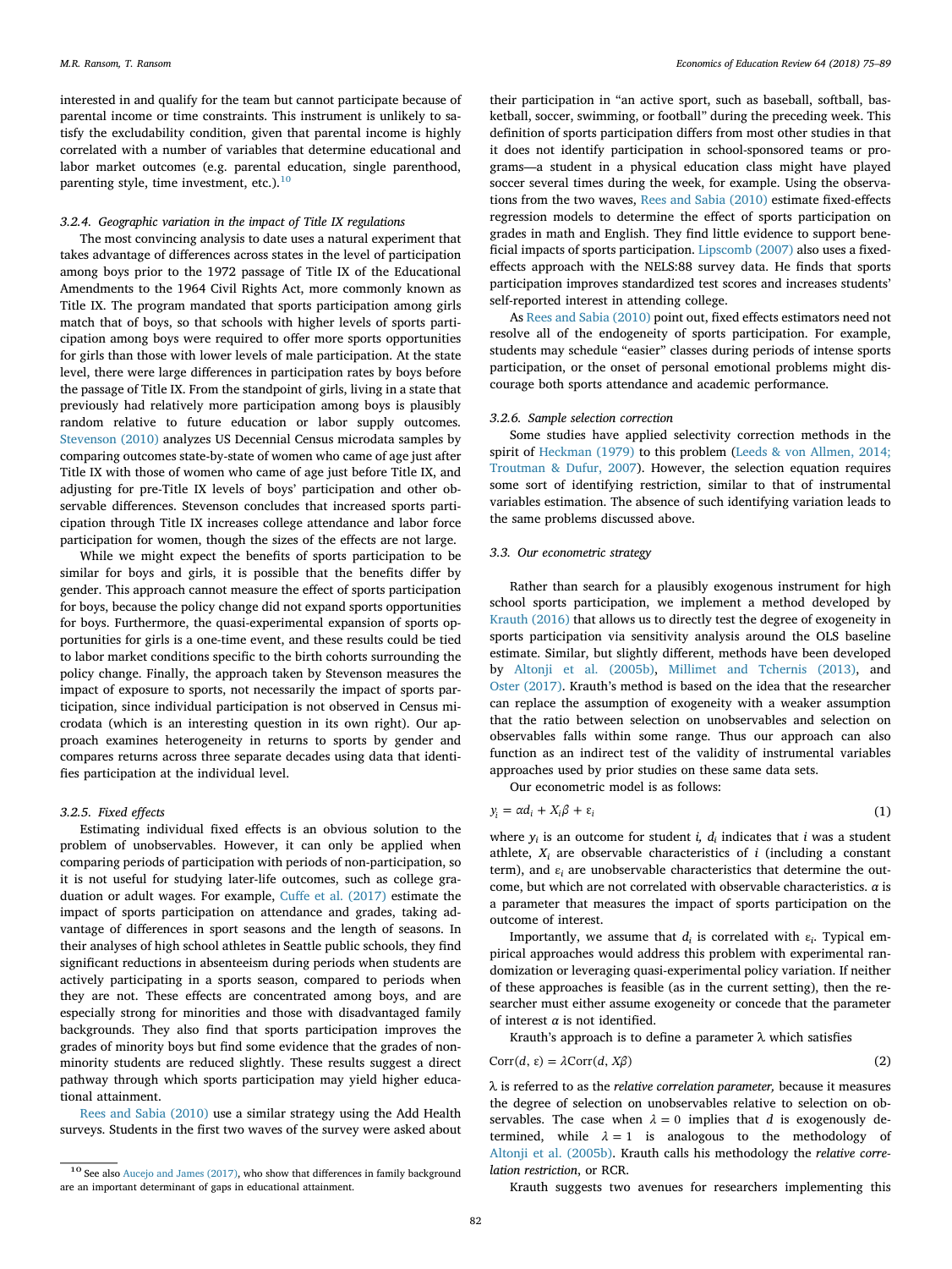interested in and qualify for the team but cannot participate because of parental income or time constraints. This instrument is unlikely to satisfy the excludability condition, given that parental income is highly correlated with a number of variables that determine educational and labor market outcomes (e.g. parental education, single parenthood, parenting style, time investment, etc.).[10]

#### 3.2.4. Geographic variation in the impact of Title IX regulations

The most convincing analysis to date uses a natural experiment that takes advantage of differences across states in the level of participation among boys prior to the 1972 passage of Title IX of the Educational Amendments to the 1964 Civil Rights Act, more commonly known as Title IX. The program mandated that sports participation among girls match that of boys, so that schools with higher levels of sports participation among boys were required to offer more sports opportunities for girls than those with lower levels of male participation. At the state level, there were large differences in participation rates by boys before the passage of Title IX. From the standpoint of girls, living in a state that previously had relatively more participation among boys is plausibly random relative to future education or labor supply outcomes. Stevenson (2010) analyzes US Decennial Census microdata samples by comparing outcomes state-by-state of women who came of age just after Title IX with those of women who came of age just before Title IX, and adjusting for pre-Title IX levels of boys' participation and other observable differences. Stevenson concludes that increased sports participation through Title IX increases college attendance and labor force participation for women, though the sizes of the effects are not large.

While we might expect the benefits of sports participation to be similar for boys and girls, it is possible that the benefits differ by gender. This approach cannot measure the effect of sports participation for boys, because the policy change did not expand sports opportunities for boys. Furthermore, the quasi-experimental expansion of sports opportunities for girls is a one-time event, and these results could be tied to labor market conditions specific to the birth cohorts surrounding the policy change. Finally, the approach taken by Stevenson measures the impact of exposure to sports, not necessarily the impact of sports participation, since individual participation is not observed in Census microdata (which is an interesting question in its own right). Our approach examines heterogeneity in returns to sports by gender and compares returns across three separate decades using data that identifies participation at the individual level.

#### 3.2.5. Fixed effects

Estimating individual fixed effects is an obvious solution to the problem of unobservables. However, it can only be applied when comparing periods of participation with periods of non-participation, so it is not useful for studying later-life outcomes, such as college graduation or adult wages. For example, Cuffe et al. (2017) estimate the impact of sports participation on attendance and grades, taking advantage of differences in sport seasons and the length of seasons. In their analyses of high school athletes in Seattle public schools, they find significant reductions in absenteeism during periods when students are actively participating in a sports season, compared to periods when they are not. These effects are concentrated among boys, and are especially strong for minorities and those with disadvantaged family backgrounds. They also find that sports participation improves the grades of minority boys but find some evidence that the grades of non-minority students are reduced slightly. These results suggest a direct pathway through which sports participation may yield higher educational attainment.

Rees and Sabia (2010) use a similar strategy using the Add Health surveys. Students in the first two waves of the survey were asked about their participation in "an active sport, such as baseball, softball, basketball, soccer, swimming, or football" during the preceding week. This definition of sports participation differs from most other studies in that it does not identify participation in school-sponsored teams or programs—a student in a physical education class might have played soccer several times during the week, for example. Using the observations from the two waves, Rees and Sabia (2010) estimate fixed-effects regression models to determine the effect of sports participation on grades in math and English. They find little evidence to support beneficial impacts of sports participation. Lipscomb (2007) also uses a fixed-effects approach with the NELS:88 survey data. He finds that sports participation improves standardized test scores and increases students' self-reported interest in attending college.

As Rees and Sabia (2010) point out, fixed effects estimators need not resolve all of the endogeneity of sports participation. For example, students may schedule "easier" classes during periods of intense sports participation, or the onset of personal emotional problems might discourage both sports attendance and academic performance.

#### 3.2.6. Sample selection correction

Some studies have applied selectivity correction methods in the spirit of Heckman (1979) to this problem (Leeds & von Allmen, 2014; Troutman & Dufur, 2007). However, the selection equation requires some sort of identifying restriction, similar to that of instrumental variables estimation. The absence of such identifying variation leads to the same problems discussed above.

### 3.3. Our econometric strategy

Rather than search for a plausibly exogenous instrument for high school sports participation, we implement a method developed by Krauth (2016) that allows us to directly test the degree of exogeneity in sports participation via sensitivity analysis around the OLS baseline estimate. Similar, but slightly different, methods have been developed by Altonji et al. (2005b), Millimet and Tchernis (2013), and Oster (2017). Krauth's method is based on the idea that the researcher can replace the assumption of exogeneity with a weaker assumption that the ratio between selection on unobservables and selection on observables falls within some range. Thus our approach can also function as an indirect test of the validity of instrumental variables approaches used by prior studies on these same data sets.

Our econometric model is as follows:

$$y_i = \alpha d_i + X_i\beta + \varepsilon_i \tag{1}$$

where $y_i$ is an outcome for student $i$, $d_i$ indicates that $i$ was a student athlete, $X_i$ are observable characteristics of $i$ (including a constant term), and $\varepsilon_i$ are unobservable characteristics that determine the outcome, but which are not correlated with observable characteristics. $\alpha$ is a parameter that measures the impact of sports participation on the outcome of interest.

Importantly, we assume that $d_i$ is correlated with $\varepsilon_i$. Typical empirical approaches would address this problem with experimental randomization or leveraging quasi-experimental policy variation. If neither of these approaches is feasible (as in the current setting), then the researcher must either assume exogeneity or concede that the parameter of interest $\alpha$ is not identified.

Krauth's approach is to define a parameter λ which satisfies

$$\text{Corr}(d, \varepsilon) = \lambda \text{Corr}(d, X\beta) \tag{2}$$

λ is referred to as the *relative correlation parameter,* because it measures the degree of selection on unobservables relative to selection on observables. The case when $\lambda = 0$ implies that $d$ is exogenously determined, while $\lambda = 1$ is analogous to the methodology of Altonji et al. (2005b). Krauth calls his methodology the *relative correlation restriction*, or RCR.

Krauth suggests two avenues for researchers implementing this

[10] See also Aucejo and James (2017), who show that differences in family background are an important determinant of gaps in educational attainment.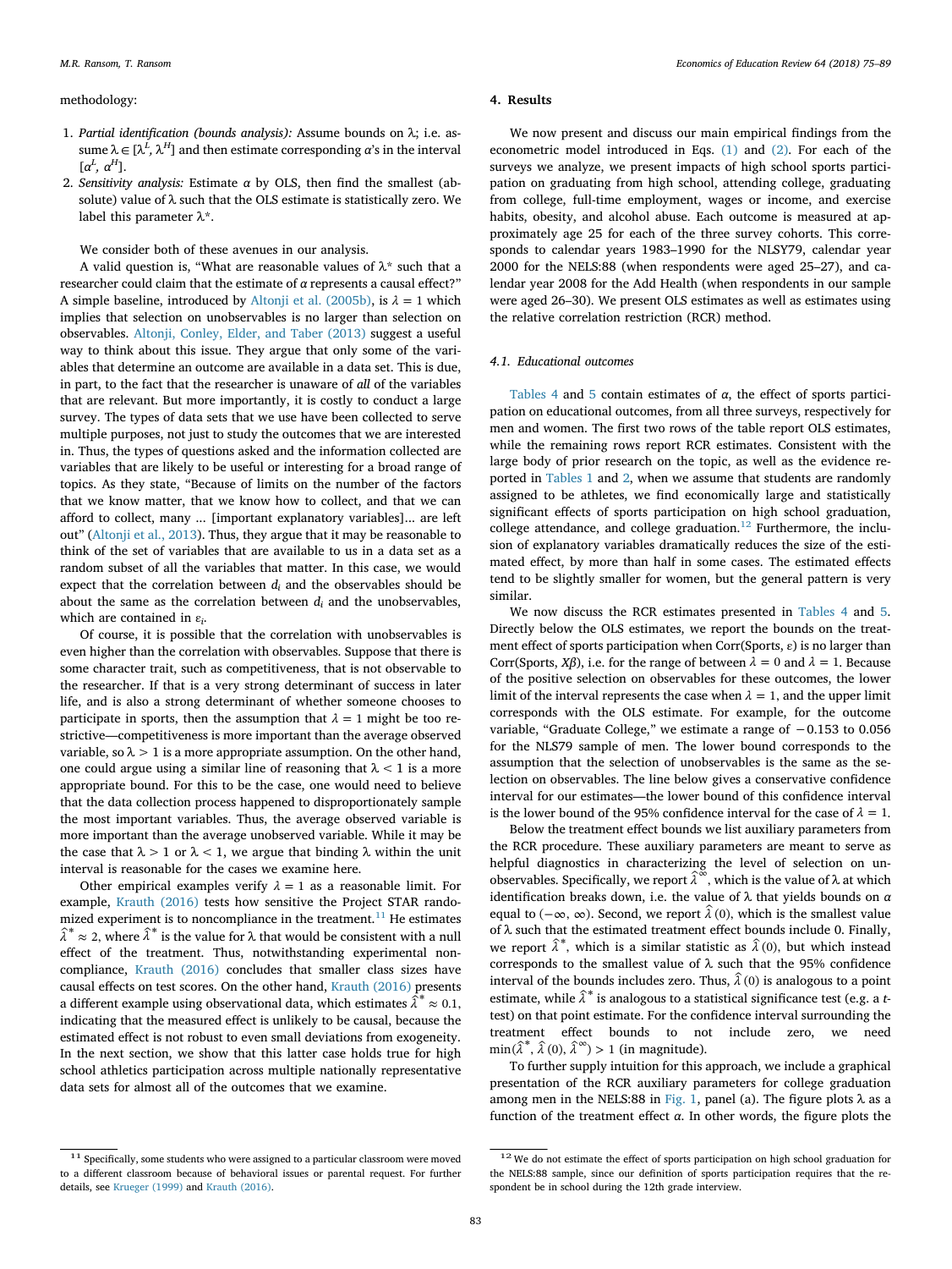methodology:

1. *Partial identification (bounds analysis):* Assume bounds on λ; i.e. assume $\lambda \in [\lambda^L, \lambda^H]$ and then estimate corresponding α's in the interval $[\alpha^L, \alpha^H]$.
2. *Sensitivity analysis:* Estimate α by OLS, then find the smallest (absolute) value of λ such that the OLS estimate is statistically zero. We label this parameter λ*.

We consider both of these avenues in our analysis.

A valid question is, "What are reasonable values of λ* such that a researcher could claim that the estimate of α represents a causal effect?" A simple baseline, introduced by Altonji et al. (2005b), is λ = 1 which implies that selection on unobservables is no larger than selection on observables. Altonji, Conley, Elder, and Taber (2013) suggest a useful way to think about this issue. They argue that only some of the variables that determine an outcome are available in a data set. This is due, in part, to the fact that the researcher is unaware of *all* of the variables that are relevant. But more importantly, it is costly to conduct a large survey. The types of data sets that we use have been collected to serve multiple purposes, not just to study the outcomes that we are interested in. Thus, the types of questions asked and the information collected are variables that are likely to be useful or interesting for a broad range of topics. As they state, "Because of limits on the number of the factors that we know matter, that we know how to collect, and that we can afford to collect, many ... [important explanatory variables]... are left out" (Altonji et al., 2013). Thus, they argue that it may be reasonable to think of the set of variables that are available to us in a data set as a random subset of all the variables that matter. In this case, we would expect that the correlation between $d_i$ and the observables should be about the same as the correlation between $d_i$ and the unobservables, which are contained in $\varepsilon_i$.

Of course, it is possible that the correlation with unobservables is even higher than the correlation with observables. Suppose that there is some character trait, such as competitiveness, that is not observable to the researcher. If that is a very strong determinant of success in later life, and is also a strong determinant of whether someone chooses to participate in sports, then the assumption that λ = 1 might be too restrictive—competitiveness is more important than the average observed variable, so λ > 1 is a more appropriate assumption. On the other hand, one could argue using a similar line of reasoning that λ < 1 is a more appropriate bound. For this to be the case, one would need to believe that the data collection process happened to disproportionately sample the most important variables. Thus, the average observed variable is more important than the average unobserved variable. While it may be the case that λ > 1 or λ < 1, we argue that binding λ within the unit interval is reasonable for the cases we examine here.

Other empirical examples verify λ = 1 as a reasonable limit. For example, Krauth (2016) tests how sensitive the Project STAR randomized experiment is to noncompliance in the treatment.[11] He estimates $\hat{\lambda}^* \approx 2$, where $\hat{\lambda}^*$ is the value for λ that would be consistent with a null effect of the treatment. Thus, notwithstanding experimental noncompliance, Krauth (2016) concludes that smaller class sizes have causal effects on test scores. On the other hand, Krauth (2016) presents a different example using observational data, which estimates $\hat{\lambda}^* \approx 0.1$, indicating that the measured effect is unlikely to be causal, because the estimated effect is not robust to even small deviations from exogeneity. In the next section, we show that this latter case holds true for high school athletics participation across multiple nationally representative data sets for almost all of the outcomes that we examine.

## 4. Results

We now present and discuss our main empirical findings from the econometric model introduced in Eqs. (1) and (2). For each of the surveys we analyze, we present impacts of high school sports participation on graduating from high school, attending college, graduating from college, full-time employment, wages or income, and exercise habits, obesity, and alcohol abuse. Each outcome is measured at approximately age 25 for each of the three survey cohorts. This corresponds to calendar years 1983–1990 for the NLSY79, calendar year 2000 for the NELS:88 (when respondents were aged 25–27), and calendar year 2008 for the Add Health (when respondents in our sample were aged 26–30). We present OLS estimates as well as estimates using the relative correlation restriction (RCR) method.

### 4.1. Educational outcomes

Tables 4 and 5 contain estimates of α, the effect of sports participation on educational outcomes, from all three surveys, respectively for men and women. The first two rows of the table report OLS estimates, while the remaining rows report RCR estimates. Consistent with the large body of prior research on the topic, as well as the evidence reported in Tables 1 and 2, when we assume that students are randomly assigned to be athletes, we find economically large and statistically significant effects of sports participation on high school graduation, college attendance, and college graduation.[12] Furthermore, the inclusion of explanatory variables dramatically reduces the size of the estimated effect, by more than half in some cases. The estimated effects tend to be slightly smaller for women, but the general pattern is very similar.

We now discuss the RCR estimates presented in Tables 4 and 5. Directly below the OLS estimates, we report the bounds on the treatment effect of sports participation when Corr(Sports, ε) is no larger than Corr(Sports, $X\beta$), i.e. for the range of between λ = 0 and λ = 1. Because of the positive selection on observables for these outcomes, the lower limit of the interval represents the case when λ = 1, and the upper limit corresponds with the OLS estimate. For example, for the outcome variable, "Graduate College," we estimate a range of −0.153 to 0.056 for the NLS79 sample of men. The lower bound corresponds to the assumption that the selection of unobservables is the same as the selection on observables. The line below gives a conservative confidence interval for our estimates—the lower bound of this confidence interval is the lower bound of the 95% confidence interval for the case of λ = 1.

Below the treatment effect bounds we list auxiliary parameters from the RCR procedure. These auxiliary parameters are meant to serve as helpful diagnostics in characterizing the level of selection on unobservables. Specifically, we report $\hat{\lambda}^\infty$, which is the value of λ at which identification breaks down, i.e. the value of λ that yields bounds on α equal to (−∞, ∞). Second, we report $\hat{\lambda}(0)$, which is the smallest value of λ such that the estimated treatment effect bounds include 0. Finally, we report $\hat{\lambda}^*$, which is a similar statistic as $\hat{\lambda}(0)$, but which instead corresponds to the smallest value of λ such that the 95% confidence interval of the bounds includes zero. Thus, $\hat{\lambda}(0)$ is analogous to a point estimate, while $\hat{\lambda}^*$ is analogous to a statistical significance test (e.g. a *t*-test) on that point estimate. For the confidence interval surrounding the treatment effect bounds to not include zero, we need $\min(\hat{\lambda}^*, \hat{\lambda}(0), \hat{\lambda}^\infty) > 1$ (in magnitude).

To further supply intuition for this approach, we include a graphical presentation of the RCR auxiliary parameters for college graduation among men in the NELS:88 in Fig. 1, panel (a). The figure plots λ as a function of the treatment effect α. In other words, the figure plots the

[11] Specifically, some students who were assigned to a particular classroom were moved to a different classroom because of behavioral issues or parental request. For further details, see Krueger (1999) and Krauth (2016).

[12] We do not estimate the effect of sports participation on high school graduation for the NELS:88 sample, since our definition of sports participation requires that the respondent be in school during the 12th grade interview.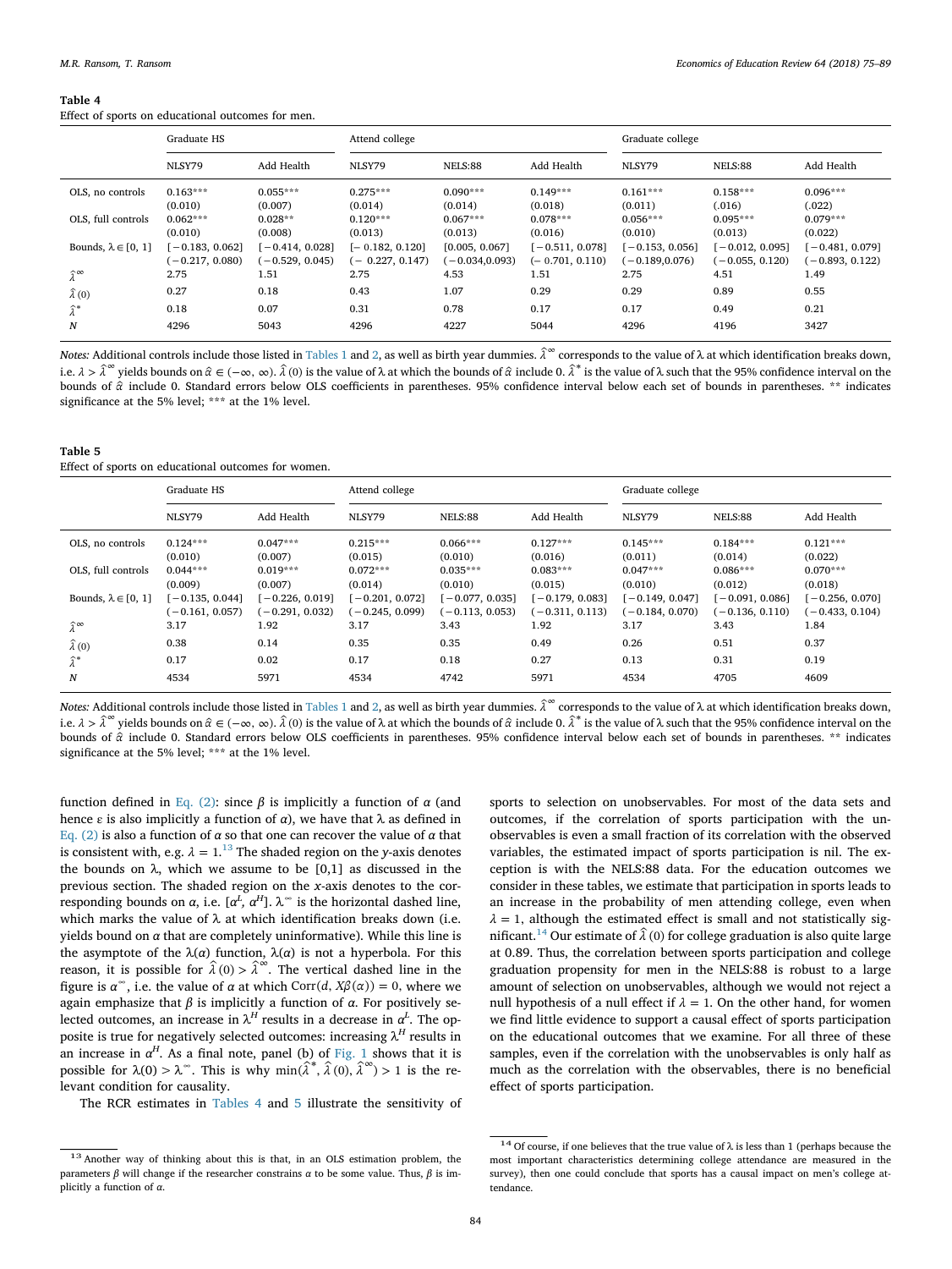**Table 4**
Effect of sports on educational outcomes for men.

| | Graduate HS | | Attend college | | | Graduate college | | |
|---|---|---|---|---|---|---|---|---|
| | NLSY79 | Add Health | NLSY79 | NELS:88 | Add Health | NLSY79 | NELS:88 | Add Health |
| OLS, no controls | 0.163*** | 0.055*** | 0.275*** | 0.090*** | 0.149*** | 0.161*** | 0.158*** | 0.096*** |
| | (0.010) | (0.007) | (0.014) | (0.014) | (0.018) | (0.011) | (.016) | (.022) |
| OLS, full controls | 0.062*** | 0.028** | 0.120*** | 0.067*** | 0.078*** | 0.056*** | 0.095*** | 0.079*** |
| | (0.010) | (0.008) | (0.013) | (0.013) | (0.016) | (0.010) | (0.013) | (0.022) |
| Bounds, $\lambda \in [0, 1]$ | [−0.183, 0.062] | [−0.414, 0.028] | [− 0.182, 0.120] | [0.005, 0.067] | [−0.511, 0.078] | [−0.153, 0.056] | [−0.012, 0.095] | [−0.481, 0.079] |
| | (−0.217, 0.080) | (−0.529, 0.045) | (− 0.227, 0.147) | (−0.034,0.093) | (− 0.701, 0.110) | (−0.189,0.076) | (−0.055, 0.120) | (−0.893, 0.122) |
| $\hat{\lambda}^{\infty}$ | 2.75 | 1.51 | 2.75 | 4.53 | 1.51 | 2.75 | 4.51 | 1.49 |
| $\hat{\lambda}(0)$ | 0.27 | 0.18 | 0.43 | 1.07 | 0.29 | 0.29 | 0.89 | 0.55 |
| $\hat{\lambda}^{*}$ | 0.18 | 0.07 | 0.31 | 0.78 | 0.17 | 0.17 | 0.49 | 0.21 |
| *N* | 4296 | 5043 | 4296 | 4227 | 5044 | 4296 | 4196 | 3427 |

*Notes:* Additional controls include those listed in Tables 1 and 2, as well as birth year dummies. $\hat{\lambda}^{\infty}$ corresponds to the value of λ at which identification breaks down, i.e. $\lambda > \hat{\lambda}^{\infty}$ yields bounds on $\hat{\alpha} \in (-\infty, \infty)$. $\hat{\lambda}(0)$ is the value of λ at which the bounds of $\hat{\alpha}$ include 0. $\hat{\lambda}^{*}$ is the value of λ such that the 95% confidence interval on the bounds of $\hat{\alpha}$ include 0. Standard errors below OLS coefficients in parentheses. 95% confidence interval below each set of bounds in parentheses. ** indicates significance at the 5% level; *** at the 1% level.

**Table 5**
Effect of sports on educational outcomes for women.

| | Graduate HS | | Attend college | | | Graduate college | | |
|---|---|---|---|---|---|---|---|---|
| | NLSY79 | Add Health | NLSY79 | NELS:88 | Add Health | NLSY79 | NELS:88 | Add Health |
| OLS, no controls | 0.124*** | 0.047*** | 0.215*** | 0.066*** | 0.127*** | 0.145*** | 0.184*** | 0.121*** |
| | (0.010) | (0.007) | (0.015) | (0.010) | (0.016) | (0.011) | (0.014) | (0.022) |
| OLS, full controls | 0.044*** | 0.019*** | 0.072*** | 0.035*** | 0.083*** | 0.047*** | 0.086*** | 0.070*** |
| | (0.009) | (0.007) | (0.014) | (0.010) | (0.015) | (0.010) | (0.012) | (0.018) |
| Bounds, $\lambda \in [0, 1]$ | [−0.135, 0.044] | [−0.226, 0.019] | [−0.201, 0.072] | [−0.077, 0.035] | [−0.179, 0.083] | [−0.149, 0.047] | [−0.091, 0.086] | [−0.256, 0.070] |
| | (−0.161, 0.057) | (−0.291, 0.032) | (−0.245, 0.099) | (−0.113, 0.053) | (−0.311, 0.113) | (−0.184, 0.070) | (−0.136, 0.110) | (−0.433, 0.104) |
| $\hat{\lambda}^{\infty}$ | 3.17 | 1.92 | 3.17 | 3.43 | 1.92 | 3.17 | 3.43 | 1.84 |
| $\hat{\lambda}(0)$ | 0.38 | 0.14 | 0.35 | 0.35 | 0.49 | 0.26 | 0.51 | 0.37 |
| $\hat{\lambda}^{*}$ | 0.17 | 0.02 | 0.17 | 0.18 | 0.27 | 0.13 | 0.31 | 0.19 |
| *N* | 4534 | 5971 | 4534 | 4742 | 5971 | 4534 | 4705 | 4609 |

*Notes:* Additional controls include those listed in Tables 1 and 2, as well as birth year dummies. $\hat{\lambda}^{\infty}$ corresponds to the value of λ at which identification breaks down, i.e. $\lambda > \hat{\lambda}^{\infty}$ yields bounds on $\hat{\alpha} \in (-\infty, \infty)$. $\hat{\lambda}(0)$ is the value of λ at which the bounds of $\hat{\alpha}$ include 0. $\hat{\lambda}^{*}$ is the value of λ such that the 95% confidence interval on the bounds of $\hat{\alpha}$ include 0. Standard errors below OLS coefficients in parentheses. 95% confidence interval below each set of bounds in parentheses. ** indicates significance at the 5% level; *** at the 1% level.

function defined in Eq. (2): since $\beta$ is implicitly a function of $\alpha$ (and hence $\varepsilon$ is also implicitly a function of $\alpha$), we have that λ as defined in Eq. (2) is also a function of $\alpha$ so that one can recover the value of $\alpha$ that is consistent with, e.g. $\lambda = 1$.[13] The shaded region on the *y*-axis denotes the bounds on λ, which we assume to be [0,1] as discussed in the previous section. The shaded region on the *x*-axis denotes to the corresponding bounds on $\alpha$, i.e. $[\alpha^L, \alpha^H]$. $\lambda^{\infty}$ is the horizontal dashed line, which marks the value of λ at which identification breaks down (i.e. yields bound on $\alpha$ that are completely uninformative). While this line is the asymptote of the $\lambda(\alpha)$ function, $\lambda(\alpha)$ is not a hyperbola. For this reason, it is possible for $\hat{\lambda}(0) > \hat{\lambda}^{\infty}$. The vertical dashed line in the figure is $\alpha^{\infty}$, i.e. the value of $\alpha$ at which $\text{Corr}(d, X\beta(\alpha)) = 0$, where we again emphasize that $\beta$ is implicitly a function of $\alpha$. For positively selected outcomes, an increase in $\lambda^H$ results in a decrease in $\alpha^L$. The opposite is true for negatively selected outcomes: increasing $\lambda^H$ results in an increase in $\alpha^H$. As a final note, panel (b) of Fig. 1 shows that it is possible for $\lambda(0) > \lambda^{\infty}$. This is why $\min(\hat{\lambda}^{*}, \hat{\lambda}(0), \hat{\lambda}^{\infty}) > 1$ is the relevant condition for causality.

The RCR estimates in Tables 4 and 5 illustrate the sensitivity of sports to selection on unobservables. For most of the data sets and outcomes, if the correlation of sports participation with the unobservables is even a small fraction of its correlation with the observed variables, the estimated impact of sports participation is nil. The exception is with the NELS:88 data. For the education outcomes we consider in these tables, we estimate that participation in sports leads to an increase in the probability of men attending college, even when $\lambda = 1$, although the estimated effect is small and not statistically significant.[14] Our estimate of $\hat{\lambda}(0)$ for college graduation is also quite large at 0.89. Thus, the correlation between sports participation and college graduation propensity for men in the NELS:88 is robust to a large amount of selection on unobservables, although we would not reject a null hypothesis of a null effect if $\lambda = 1$. On the other hand, for women we find little evidence to support a causal effect of sports participation on the educational outcomes that we examine. For all three of these samples, even if the correlation with the unobservables is only half as much as the correlation with the observables, there is no beneficial effect of sports participation.

[13] Another way of thinking about this is that, in an OLS estimation problem, the parameters $\beta$ will change if the researcher constrains $\alpha$ to be some value. Thus, $\beta$ is implicitly a function of $\alpha$.

[14] Of course, if one believes that the true value of λ is less than 1 (perhaps because the most important characteristics determining college attendance are measured in the survey), then one could conclude that sports has a causal impact on men's college attendance.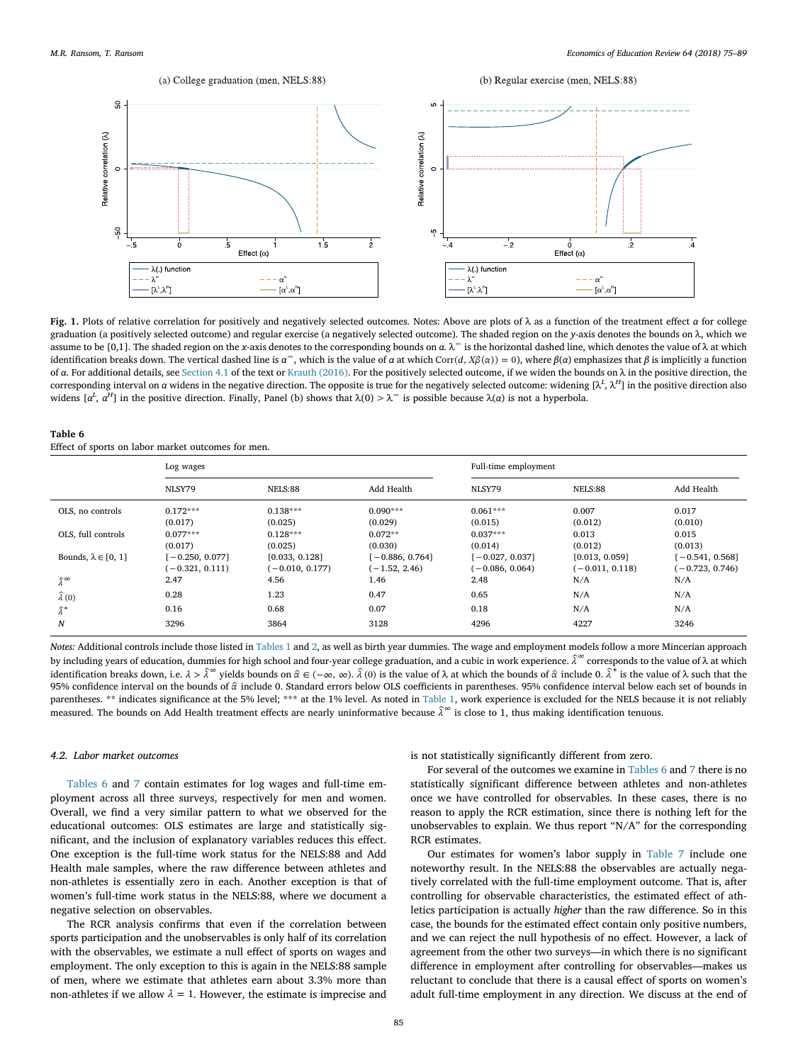**Fig. 1.** Plots of relative correlation for positively and negatively selected outcomes. Notes: Above are plots of λ as a function of the treatment effect $\alpha$ for college graduation (a positively selected outcome) and regular exercise (a negatively selected outcome). The shaded region on the y-axis denotes the bounds on λ, which we assume to be [0,1]. The shaded region on the x-axis denotes to the corresponding bounds on $\alpha$. $\lambda^{\infty}$ is the horizontal dashed line, which denotes the value of λ at which identification breaks down. The vertical dashed line is $\alpha^{\infty}$, which is the value of $\alpha$ at which $\mathrm{Corr}(d, X\beta(\alpha)) = 0$), where $\beta(\alpha)$ emphasizes that $\beta$ is implicitly a function of $\alpha$. For additional details, see Section 4.1 of the text or Krauth (2016). For the positively selected outcome, if we widen the bounds on λ in the positive direction, the corresponding interval on $\alpha$ widens in the negative direction. The opposite is true for the negatively selected outcome: widening $[\lambda^L, \lambda^H]$ in the positive direction also widens $[\alpha^L, \alpha^H]$ in the positive direction. Finally, Panel (b) shows that $\lambda(0) > \lambda^{\infty}$ is possible because $\lambda(\alpha)$ is not a hyperbola.

**Table 6**
Effect of sports on labor market outcomes for men.

| | Log wages | | | Full-time employment | | |
|---|---|---|---|---|---|---|
| | NLSY79 | NELS:88 | Add Health | NLSY79 | NELS:88 | Add Health |
| OLS, no controls | 0.172*** | 0.138*** | 0.090*** | 0.061*** | 0.007 | 0.017 |
| | (0.017) | (0.025) | (0.029) | (0.015) | (0.012) | (0.010) |
| OLS, full controls | 0.077*** | 0.128*** | 0.072** | 0.037*** | 0.013 | 0.015 |
| | (0.017) | (0.025) | (0.030) | (0.014) | (0.012) | (0.013) |
| Bounds, $\lambda \in [0, 1]$ | [−0.250, 0.077] | [0.033, 0.128] | [−0.886, 0.764] | [−0.027, 0.037] | [0.013, 0.059] | [−0.541, 0.568] |
| | (−0.321, 0.111) | (−0.010, 0.177) | (−1.52, 2.46) | (−0.086, 0.064) | (−0.011, 0.118) | (−0.723, 0.746) |
| $\hat{\lambda}^{\infty}$ | 2.47 | 4.56 | 1.46 | 2.48 | N/A | N/A |
| $\hat{\lambda}(0)$ | 0.28 | 1.23 | 0.47 | 0.65 | N/A | N/A |
| $\hat{\lambda}^{*}$ | 0.16 | 0.68 | 0.07 | 0.18 | N/A | N/A |
| $N$ | 3296 | 3864 | 3128 | 4296 | 4227 | 3246 |

*Notes:* Additional controls include those listed in Tables 1 and 2, as well as birth year dummies. The wage and employment models follow a more Mincerian approach by including years of education, dummies for high school and four-year college graduation, and a cubic in work experience. $\hat{\lambda}^{\infty}$ corresponds to the value of λ at which identification breaks down, i.e. $\lambda > \hat{\lambda}^{\infty}$ yields bounds on $\hat{\alpha} \in (-\infty, \infty)$. $\hat{\lambda}(0)$ is the value of λ at which the bounds of $\hat{\alpha}$ include 0. $\hat{\lambda}^{*}$ is the value of λ such that the 95% confidence interval on the bounds of $\hat{\alpha}$ include 0. Standard errors below OLS coefficients in parentheses. 95% confidence interval below each set of bounds in parentheses. ** indicates significance at the 5% level; *** at the 1% level. As noted in Table 1, work experience is excluded for the NELS because it is not reliably measured. The bounds on Add Health treatment effects are nearly uninformative because $\hat{\lambda}^{\infty}$ is close to 1, thus making identification tenuous.

### 4.2. Labor market outcomes

Tables 6 and 7 contain estimates for log wages and full-time employment across all three surveys, respectively for men and women. Overall, we find a very similar pattern to what we observed for the educational outcomes: OLS estimates are large and statistically significant, and the inclusion of explanatory variables reduces this effect. One exception is the full-time work status for the NELS:88 and Add Health male samples, where the raw difference between athletes and non-athletes is essentially zero in each. Another exception is that of women's full-time work status in the NELS:88, where we document a negative selection on observables.

The RCR analysis confirms that even if the correlation between sports participation and the unobservables is only half of its correlation with the observables, we estimate a null effect of sports on wages and employment. The only exception to this is again in the NELS:88 sample of men, where we estimate that athletes earn about 3.3% more than non-athletes if we allow λ = 1. However, the estimate is imprecise and is not statistically significantly different from zero.

For several of the outcomes we examine in Tables 6 and 7 there is no statistically significant difference between athletes and non-athletes once we have controlled for observables. In these cases, there is no reason to apply the RCR estimation, since there is nothing left for the unobservables to explain. We thus report "N/A" for the corresponding RCR estimates.

Our estimates for women's labor supply in Table 7 include one noteworthy result. In the NELS:88 the observables are actually negatively correlated with the full-time employment outcome. That is, after controlling for observable characteristics, the estimated effect of athletics participation is actually *higher* than the raw difference. So in this case, the bounds for the estimated effect contain only positive numbers, and we can reject the null hypothesis of no effect. However, a lack of agreement from the other two surveys—in which there is no significant difference in employment after controlling for observables—makes us reluctant to conclude that there is a causal effect of sports on women's adult full-time employment in any direction. We discuss at the end of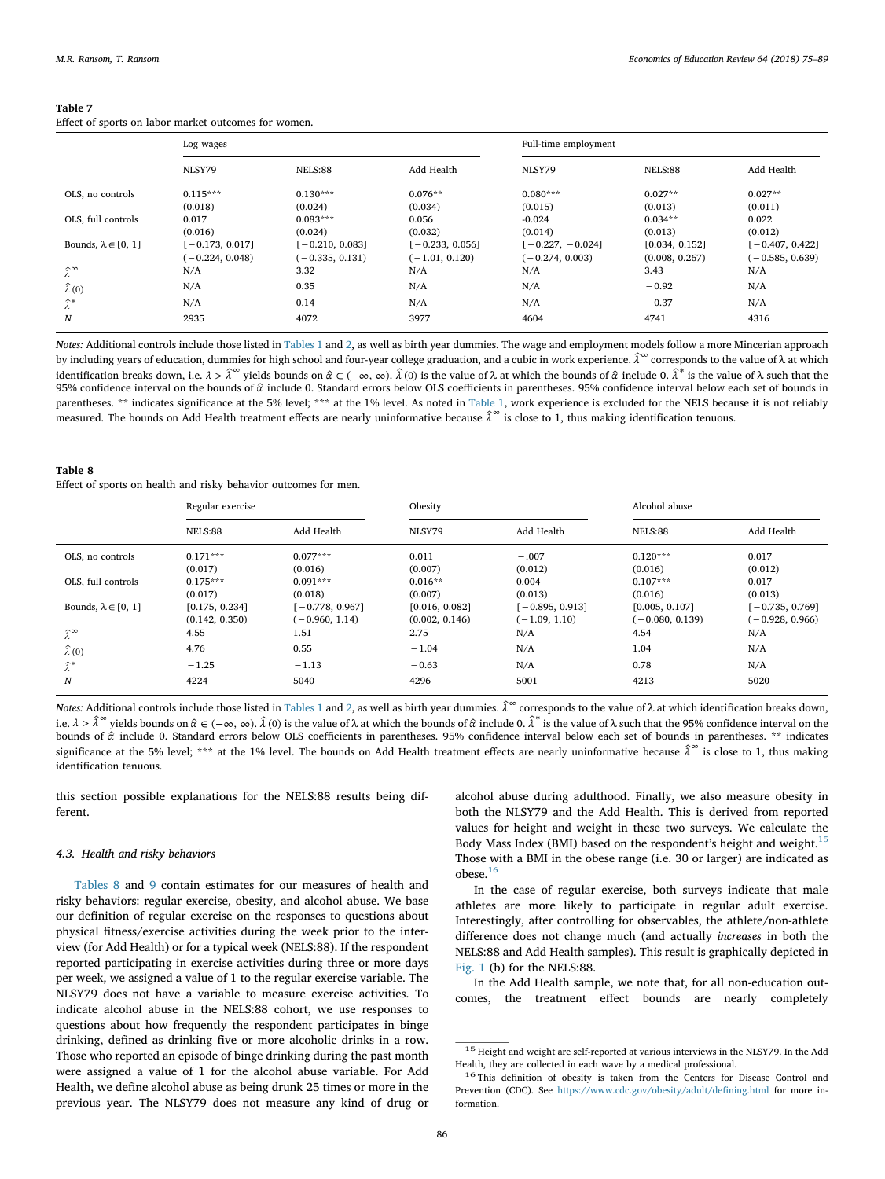**Table 7**
Effect of sports on labor market outcomes for women.

| | Log wages | | | Full-time employment | | |
|---|---|---|---|---|---|---|
| | NLSY79 | NELS:88 | Add Health | NLSY79 | NELS:88 | Add Health |
| OLS, no controls | 0.115*** | 0.130*** | 0.076** | 0.080*** | 0.027** | 0.027** |
| | (0.018) | (0.024) | (0.034) | (0.015) | (0.013) | (0.011) |
| OLS, full controls | 0.017 | 0.083*** | 0.056 | -0.024 | 0.034** | 0.022 |
| | (0.016) | (0.024) | (0.032) | (0.014) | (0.013) | (0.012) |
| Bounds, $\lambda \in [0, 1]$ | [−0.173, 0.017] | [−0.210, 0.083] | [−0.233, 0.056] | [−0.227, −0.024] | [0.034, 0.152] | [−0.407, 0.422] |
| | (−0.224, 0.048) | (−0.335, 0.131) | (−1.01, 0.120) | (−0.274, 0.003) | (0.008, 0.267) | (−0.585, 0.639) |
| $\hat{\lambda}^{\infty}$ | N/A | 3.32 | N/A | N/A | 3.43 | N/A |
| $\hat{\lambda}\,(0)$ | N/A | 0.35 | N/A | N/A | −0.92 | N/A |
| $\hat{\lambda}^{*}$ | N/A | 0.14 | N/A | N/A | −0.37 | N/A |
| $N$ | 2935 | 4072 | 3977 | 4604 | 4741 | 4316 |

*Notes:* Additional controls include those listed in Tables 1 and 2, as well as birth year dummies. The wage and employment models follow a more Mincerian approach by including years of education, dummies for high school and four-year college graduation, and a cubic in work experience. $\hat{\lambda}^{\infty}$ corresponds to the value of λ at which identification breaks down, i.e. $\lambda > \hat{\lambda}^{\infty}$ yields bounds on $\hat{\alpha} \in (-\infty, \infty)$. $\hat{\lambda}\,(0)$ is the value of λ at which the bounds of $\hat{\alpha}$ include 0. $\hat{\lambda}^{*}$ is the value of λ such that the 95% confidence interval on the bounds of $\hat{\alpha}$ include 0. Standard errors below OLS coefficients in parentheses. 95% confidence interval below each set of bounds in parentheses. ** indicates significance at the 5% level; *** at the 1% level. As noted in Table 1, work experience is excluded for the NELS because it is not reliably measured. The bounds on Add Health treatment effects are nearly uninformative because $\hat{\lambda}^{\infty}$ is close to 1, thus making identification tenuous.

**Table 8**
Effect of sports on health and risky behavior outcomes for men.

| | Regular exercise | | Obesity | | Alcohol abuse | |
|---|---|---|---|---|---|---|
| | NELS:88 | Add Health | NLSY79 | Add Health | NELS:88 | Add Health |
| OLS, no controls | 0.171*** | 0.077*** | 0.011 | −.007 | 0.120*** | 0.017 |
| | (0.017) | (0.016) | (0.007) | (0.012) | (0.016) | (0.012) |
| OLS, full controls | 0.175*** | 0.091*** | 0.016** | 0.004 | 0.107*** | 0.017 |
| | (0.017) | (0.018) | (0.007) | (0.013) | (0.016) | (0.013) |
| Bounds, $\lambda \in [0, 1]$ | [0.175, 0.234] | [−0.778, 0.967] | [0.016, 0.082] | [−0.895, 0.913] | [0.005, 0.107] | [−0.735, 0.769] |
| | (0.142, 0.350) | (−0.960, 1.14) | (0.002, 0.146) | (−1.09, 1.10) | (−0.080, 0.139) | (−0.928, 0.966) |
| $\hat{\lambda}^{\infty}$ | 4.55 | 1.51 | 2.75 | N/A | 4.54 | N/A |
| $\hat{\lambda}\,(0)$ | 4.76 | 0.55 | −1.04 | N/A | 1.04 | N/A |
| $\hat{\lambda}^{*}$ | −1.25 | −1.13 | −0.63 | N/A | 0.78 | N/A |
| $N$ | 4224 | 5040 | 4296 | 5001 | 4213 | 5020 |

*Notes:* Additional controls include those listed in Tables 1 and 2, as well as birth year dummies. $\hat{\lambda}^{\infty}$ corresponds to the value of λ at which identification breaks down, i.e. $\lambda > \hat{\lambda}^{\infty}$ yields bounds on $\hat{\alpha} \in (-\infty, \infty)$. $\hat{\lambda}\,(0)$ is the value of λ at which the bounds of $\hat{\alpha}$ include 0. $\hat{\lambda}^{*}$ is the value of λ such that the 95% confidence interval on the bounds of $\hat{\alpha}$ include 0. Standard errors below OLS coefficients in parentheses. 95% confidence interval below each set of bounds in parentheses. ** indicates significance at the 5% level; *** at the 1% level. The bounds on Add Health treatment effects are nearly uninformative because $\hat{\lambda}^{\infty}$ is close to 1, thus making identification tenuous.

this section possible explanations for the NELS:88 results being different.

### 4.3. Health and risky behaviors

Tables 8 and 9 contain estimates for our measures of health and risky behaviors: regular exercise, obesity, and alcohol abuse. We base our definition of regular exercise on the responses to questions about physical fitness/exercise activities during the week prior to the interview (for Add Health) or for a typical week (NELS:88). If the respondent reported participating in exercise activities during three or more days per week, we assigned a value of 1 to the regular exercise variable. The NLSY79 does not have a variable to measure exercise activities. To indicate alcohol abuse in the NELS:88 cohort, we use responses to questions about how frequently the respondent participates in binge drinking, defined as drinking five or more alcoholic drinks in a row. Those who reported an episode of binge drinking during the past month were assigned a value of 1 for the alcohol abuse variable. For Add Health, we define alcohol abuse as being drunk 25 times or more in the previous year. The NLSY79 does not measure any kind of drug or alcohol abuse during adulthood. Finally, we also measure obesity in both the NLSY79 and the Add Health. This is derived from reported values for height and weight in these two surveys. We calculate the Body Mass Index (BMI) based on the respondent's height and weight.[15] Those with a BMI in the obese range (i.e. 30 or larger) are indicated as obese.[16]

In the case of regular exercise, both surveys indicate that male athletes are more likely to participate in regular adult exercise. Interestingly, after controlling for observables, the athlete/non-athlete difference does not change much (and actually *increases* in both the NELS:88 and Add Health samples). This result is graphically depicted in Fig. 1 (b) for the NELS:88.

In the Add Health sample, we note that, for all non-education outcomes, the treatment effect bounds are nearly completely

[15] Height and weight are self-reported at various interviews in the NLSY79. In the Add Health, they are collected in each wave by a medical professional.

[16] This definition of obesity is taken from the Centers for Disease Control and Prevention (CDC). See https://www.cdc.gov/obesity/adult/defining.html for more information.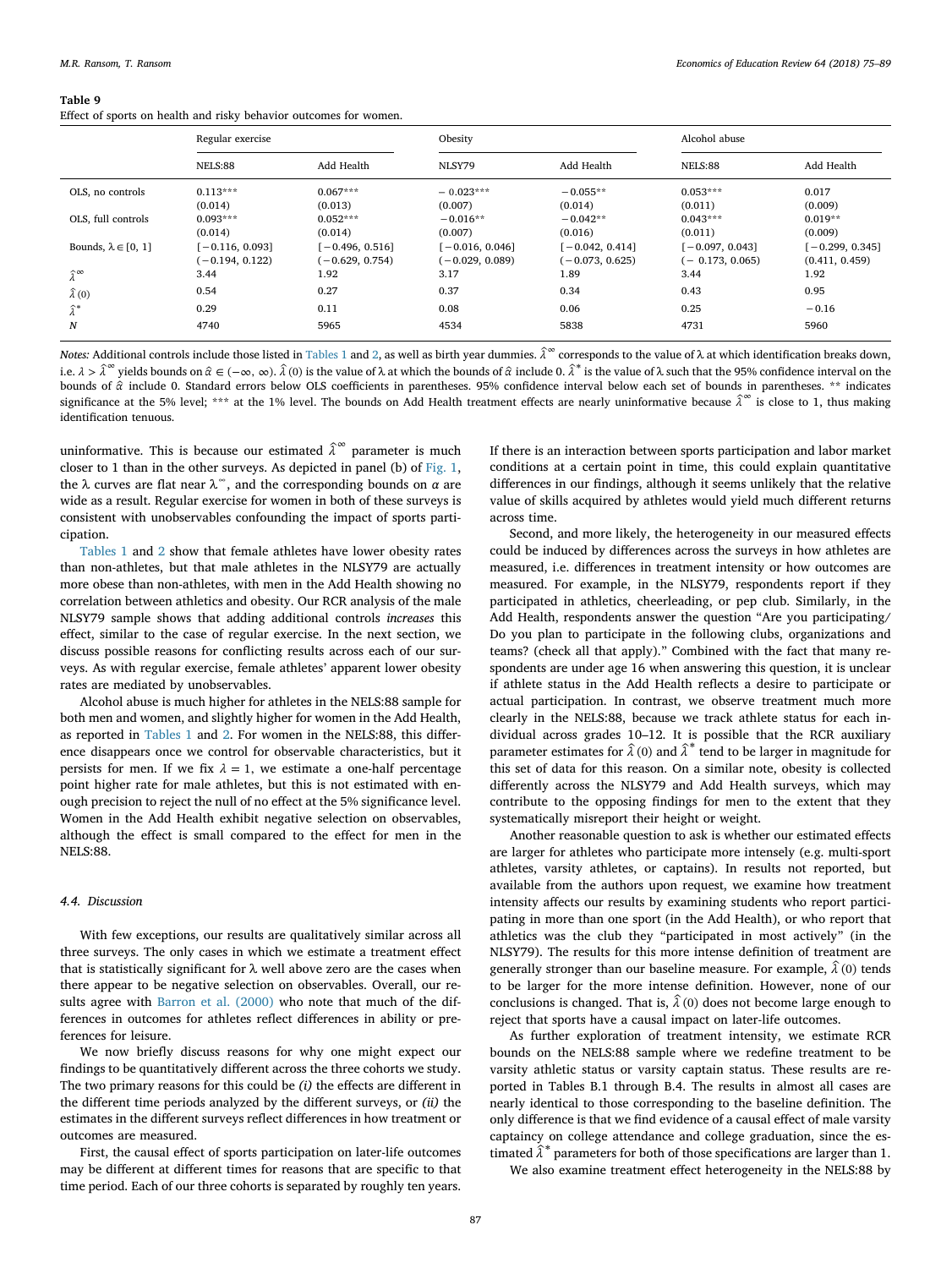**Table 9**
Effect of sports on health and risky behavior outcomes for women.

| | Regular exercise | | Obesity | | Alcohol abuse | |
|---|---|---|---|---|---|---|
| | NELS:88 | Add Health | NLSY79 | Add Health | NELS:88 | Add Health |
| OLS, no controls | 0.113*** | 0.067*** | −0.023*** | −0.055** | 0.053*** | 0.017 |
| | (0.014) | (0.013) | (0.007) | (0.014) | (0.011) | (0.009) |
| OLS, full controls | 0.093*** | 0.052*** | −0.016** | −0.042** | 0.043*** | 0.019** |
| | (0.014) | (0.014) | (0.007) | (0.016) | (0.011) | (0.009) |
| Bounds, $\lambda \in [0, 1]$ | [−0.116, 0.093] | [−0.496, 0.516] | [−0.016, 0.046] | [−0.042, 0.414] | [−0.097, 0.043] | [−0.299, 0.345] |
| | (−0.194, 0.122) | (−0.629, 0.754) | (−0.029, 0.089) | (−0.073, 0.625) | (− 0.173, 0.065) | (0.411, 0.459) |
| $\hat{\lambda}^{\infty}$ | 3.44 | 1.92 | 3.17 | 1.89 | 3.44 | 1.92 |
| $\hat{\lambda}(0)$ | 0.54 | 0.27 | 0.37 | 0.34 | 0.43 | 0.95 |
| $\hat{\lambda}^{*}$ | 0.29 | 0.11 | 0.08 | 0.06 | 0.25 | −0.16 |
| *N* | 4740 | 5965 | 4534 | 5838 | 4731 | 5960 |

*Notes:* Additional controls include those listed in Tables 1 and 2, as well as birth year dummies. $\hat{\lambda}^{\infty}$ corresponds to the value of λ at which identification breaks down, i.e. $\lambda > \hat{\lambda}^{\infty}$ yields bounds on $\hat{\alpha} \in (-\infty, \infty)$. $\hat{\lambda}(0)$ is the value of λ at which the bounds of $\hat{\alpha}$ include 0. $\hat{\lambda}^{*}$ is the value of λ such that the 95% confidence interval on the bounds of $\hat{\alpha}$ include 0. Standard errors below OLS coefficients in parentheses. 95% confidence interval below each set of bounds in parentheses. ** indicates significance at the 5% level; *** at the 1% level. The bounds on Add Health treatment effects are nearly uninformative because $\hat{\lambda}^{\infty}$ is close to 1, thus making identification tenuous.

uninformative. This is because our estimated $\hat{\lambda}^{\infty}$ parameter is much closer to 1 than in the other surveys. As depicted in panel (b) of Fig. 1, the λ curves are flat near $\lambda^{\infty}$, and the corresponding bounds on *α* are wide as a result. Regular exercise for women in both of these surveys is consistent with unobservables confounding the impact of sports participation.

Tables 1 and 2 show that female athletes have lower obesity rates than non-athletes, but that male athletes in the NLSY79 are actually more obese than non-athletes, with men in the Add Health showing no correlation between athletics and obesity. Our RCR analysis of the male NLSY79 sample shows that adding additional controls *increases* this effect, similar to the case of regular exercise. In the next section, we discuss possible reasons for conflicting results across each of our surveys. As with regular exercise, female athletes' apparent lower obesity rates are mediated by unobservables.

Alcohol abuse is much higher for athletes in the NELS:88 sample for both men and women, and slightly higher for women in the Add Health, as reported in Tables 1 and 2. For women in the NELS:88, this difference disappears once we control for observable characteristics, but it persists for men. If we fix λ = 1, we estimate a one-half percentage point higher rate for male athletes, but this is not estimated with enough precision to reject the null of no effect at the 5% significance level. Women in the Add Health exhibit negative selection on observables, although the effect is small compared to the effect for men in the NELS:88.

### 4.4. Discussion

With few exceptions, our results are qualitatively similar across all three surveys. The only cases in which we estimate a treatment effect that is statistically significant for λ well above zero are the cases when there appear to be negative selection on observables. Overall, our results agree with Barron et al. (2000) who note that much of the differences in outcomes for athletes reflect differences in ability or preferences for leisure.

We now briefly discuss reasons for why one might expect our findings to be quantitatively different across the three cohorts we study. The two primary reasons for this could be *(i)* the effects are different in the different time periods analyzed by the different surveys, or *(ii)* the estimates in the different surveys reflect differences in how treatment or outcomes are measured.

First, the causal effect of sports participation on later-life outcomes may be different at different times for reasons that are specific to that time period. Each of our three cohorts is separated by roughly ten years. If there is an interaction between sports participation and labor market conditions at a certain point in time, this could explain quantitative differences in our findings, although it seems unlikely that the relative value of skills acquired by athletes would yield much different returns across time.

Second, and more likely, the heterogeneity in our measured effects could be induced by differences across the surveys in how athletes are measured, i.e. differences in treatment intensity or how outcomes are measured. For example, in the NLSY79, respondents report if they participated in athletics, cheerleading, or pep club. Similarly, in the Add Health, respondents answer the question "Are you participating/ Do you plan to participate in the following clubs, organizations and teams? (check all that apply)." Combined with the fact that many respondents are under age 16 when answering this question, it is unclear if athlete status in the Add Health reflects a desire to participate or actual participation. In contrast, we observe treatment much more clearly in the NELS:88, because we track athlete status for each individual across grades 10–12. It is possible that the RCR auxiliary parameter estimates for $\hat{\lambda}(0)$ and $\hat{\lambda}^{*}$ tend to be larger in magnitude for this set of data for this reason. On a similar note, obesity is collected differently across the NLSY79 and Add Health surveys, which may contribute to the opposing findings for men to the extent that they systematically misreport their height or weight.

Another reasonable question to ask is whether our estimated effects are larger for athletes who participate more intensely (e.g. multi-sport athletes, varsity athletes, or captains). In results not reported, but available from the authors upon request, we examine how treatment intensity affects our results by examining students who report participating in more than one sport (in the Add Health), or who report that athletics was the club they "participated in most actively" (in the NLSY79). The results for this more intense definition of treatment are generally stronger than our baseline measure. For example, $\hat{\lambda}(0)$ tends to be larger for the more intense definition. However, none of our conclusions is changed. That is, $\hat{\lambda}(0)$ does not become large enough to reject that sports have a causal impact on later-life outcomes.

As further exploration of treatment intensity, we estimate RCR bounds on the NELS:88 sample where we redefine treatment to be varsity athletic status or varsity captain status. These results are reported in Tables B.1 through B.4. The results in almost all cases are nearly identical to those corresponding to the baseline definition. The only difference is that we find evidence of a causal effect of male varsity captaincy on college attendance and college graduation, since the estimated $\hat{\lambda}^{*}$ parameters for both of those specifications are larger than 1.

We also examine treatment effect heterogeneity in the NELS:88 by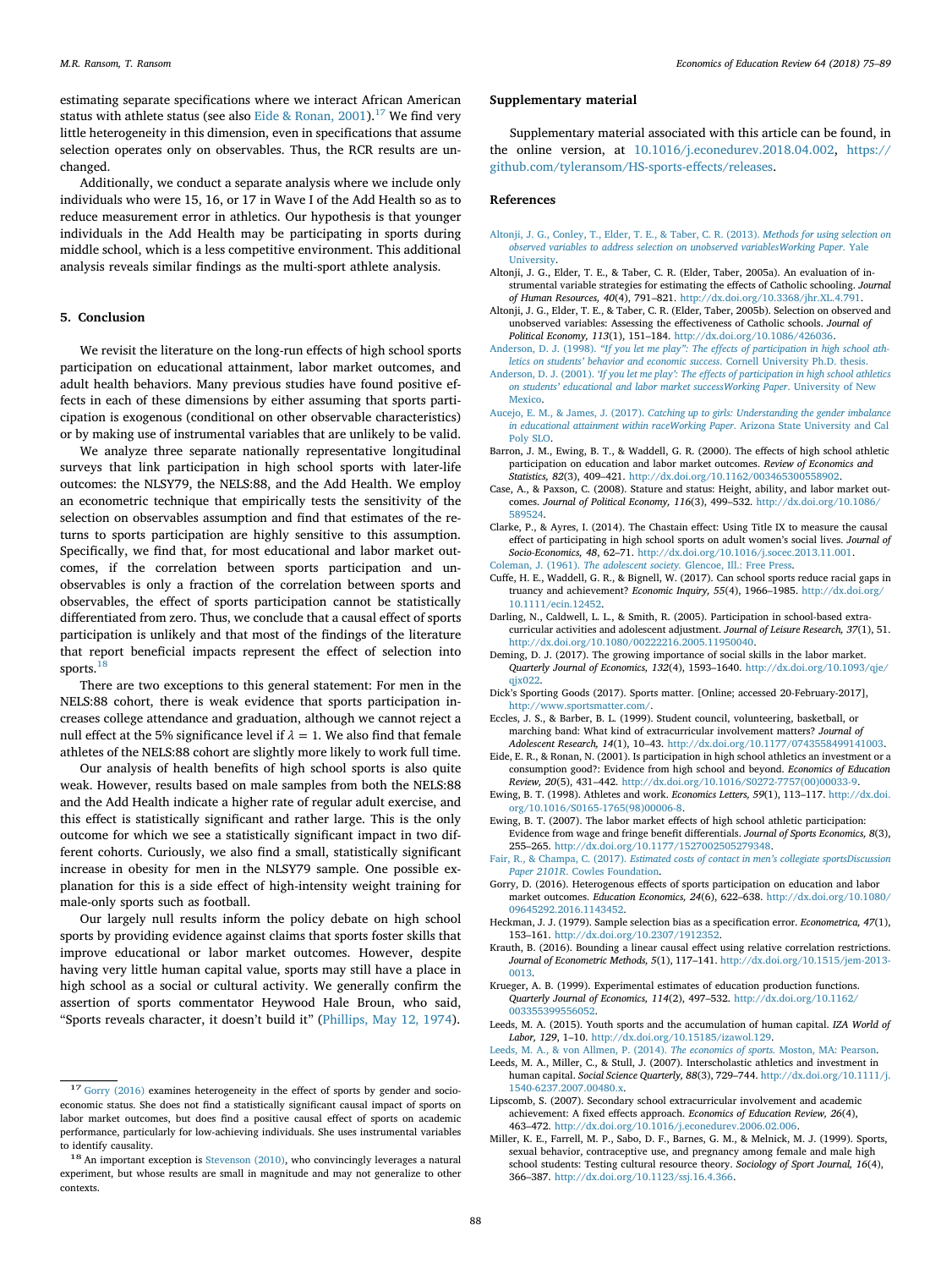estimating separate specifications where we interact African American status with athlete status (see also Eide & Ronan, 2001).[17] We find very little heterogeneity in this dimension, even in specifications that assume selection operates only on observables. Thus, the RCR results are unchanged.

Additionally, we conduct a separate analysis where we include only individuals who were 15, 16, or 17 in Wave I of the Add Health so as to reduce measurement error in athletics. Our hypothesis is that younger individuals in the Add Health may be participating in sports during middle school, which is a less competitive environment. This additional analysis reveals similar findings as the multi-sport athlete analysis.

## 5. Conclusion

We revisit the literature on the long-run effects of high school sports participation on educational attainment, labor market outcomes, and adult health behaviors. Many previous studies have found positive effects in each of these dimensions by either assuming that sports participation is exogenous (conditional on other observable characteristics) or by making use of instrumental variables that are unlikely to be valid.

We analyze three separate nationally representative longitudinal surveys that link participation in high school sports with later-life outcomes: the NLSY79, the NELS:88, and the Add Health. We employ an econometric technique that empirically tests the sensitivity of the selection on observables assumption and find that estimates of the returns to sports participation are highly sensitive to this assumption. Specifically, we find that, for most educational and labor market outcomes, if the correlation between sports participation and unobservables is only a fraction of the correlation between sports and observables, the effect of sports participation cannot be statistically differentiated from zero. Thus, we conclude that a causal effect of sports participation is unlikely and that most of the findings of the literature that report beneficial impacts represent the effect of selection into sports.[18]

There are two exceptions to this general statement: For men in the NELS:88 cohort, there is weak evidence that sports participation increases college attendance and graduation, although we cannot reject a null effect at the 5% significance level if $\lambda = 1$. We also find that female athletes of the NELS:88 cohort are slightly more likely to work full time.

Our analysis of health benefits of high school sports is also quite weak. However, results based on male samples from both the NELS:88 and the Add Health indicate a higher rate of regular adult exercise, and this effect is statistically significant and rather large. This is the only outcome for which we see a statistically significant impact in two different cohorts. Curiously, we also find a small, statistically significant increase in obesity for men in the NLSY79 sample. One possible explanation for this is a side effect of high-intensity weight training for male-only sports such as football.

Our largely null results inform the policy debate on high school sports by providing evidence against claims that sports foster skills that improve educational or labor market outcomes. However, despite having very little human capital value, sports may still have a place in high school as a social or cultural activity. We generally confirm the assertion of sports commentator Heywood Hale Broun, who said, "Sports reveals character, it doesn't build it" (Phillips, May 12, 1974).

[17] Gorry (2016) examines heterogeneity in the effect of sports by gender and socioeconomic status. She does not find a statistically significant causal impact of sports on labor market outcomes, but does find a positive causal effect of sports on academic performance, particularly for low-achieving individuals. She uses instrumental variables to identify causality.

[18] An important exception is Stevenson (2010), who convincingly leverages a natural experiment, but whose results are small in magnitude and may not generalize to other contexts.

## Supplementary material

Supplementary material associated with this article can be found, in the online version, at 10.1016/j.econedurev.2018.04.002, https://github.com/tyleransom/HS-sports-effects/releases.

## References

Altonji, J. G., Conley, T., Elder, T. E., & Taber, C. R. (2013). *Methods for using selection on observed variables to address selection on unobserved variablesWorking Paper.* Yale University.

Altonji, J. G., Elder, T. E., & Taber, C. R. (Elder, Taber, 2005a). An evaluation of instrumental variable strategies for estimating the effects of Catholic schooling. *Journal of Human Resources, 40*(4), 791–821. http://dx.doi.org/10.3368/jhr.XL.4.791.

Altonji, J. G., Elder, T. E., & Taber, C. R. (Elder, Taber, 2005b). Selection on observed and unobserved variables: Assessing the effectiveness of Catholic schools. *Journal of Political Economy, 113*(1), 151–184. http://dx.doi.org/10.1086/426036.

Anderson, D. J. (1998). *"If you let me play": The effects of participation in high school athletics on students' behavior and economic success.* Cornell University Ph.D. thesis.

Anderson, D. J. (2001). *'If you let me play': The effects of participation in high school athletics on students' educational and labor market successWorking Paper.* University of New Mexico.

Aucejo, E. M., & James, J. (2017). *Catching up to girls: Understanding the gender imbalance in educational attainment within raceWorking Paper.* Arizona State University and Cal Poly SLO.

Barron, J. M., Ewing, B. T., & Waddell, G. R. (2000). The effects of high school athletic participation on education and labor market outcomes. *Review of Economics and Statistics, 82*(3), 409–421. http://dx.doi.org/10.1162/003465300558902.

Case, A., & Paxson, C. (2008). Stature and status: Height, ability, and labor market outcomes. *Journal of Political Economy, 116*(3), 499–532. http://dx.doi.org/10.1086/589524.

Clarke, P., & Ayres, I. (2014). The Chastain effect: Using Title IX to measure the causal effect of participating in high school sports on adult women's social lives. *Journal of Socio-Economics, 48*, 62–71. http://dx.doi.org/10.1016/j.socec.2013.11.001.

Coleman, J. (1961). *The adolescent society.* Glencoe, Ill.: Free Press.

Cuffe, H. E., Waddell, G. R., & Bignell, W. (2017). Can school sports reduce racial gaps in truancy and achievement? *Economic Inquiry, 55*(4), 1966–1985. http://dx.doi.org/10.1111/ecin.12452.

Darling, N., Caldwell, L. L., & Smith, R. (2005). Participation in school-based extracurricular activities and adolescent adjustment. *Journal of Leisure Research, 37*(1), 51. http://dx.doi.org/10.1080/00222216.2005.11950040.

Deming, D. J. (2017). The growing importance of social skills in the labor market. *Quarterly Journal of Economics, 132*(4), 1593–1640. http://dx.doi.org/10.1093/qje/qjx022.

Dick's Sporting Goods (2017). Sports matter. [Online; accessed 20-February-2017], http://www.sportsmatter.com/.

Eccles, J. S., & Barber, B. L. (1999). Student council, volunteering, basketball, or marching band: What kind of extracurricular involvement matters? *Journal of Adolescent Research, 14*(1), 10–43. http://dx.doi.org/10.1177/0743558499141003.

Eide, E. R., & Ronan, N. (2001). Is participation in high school athletics an investment or a consumption good?: Evidence from high school and beyond. *Economics of Education Review, 20*(5), 431–442. http://dx.doi.org/10.1016/S0272-7757(00)00033-9.

Ewing, B. T. (1998). Athletes and work. *Economics Letters, 59*(1), 113–117. http://dx.doi.org/10.1016/S0165-1765(98)00006-8.

Ewing, B. T. (2007). The labor market effects of high school athletic participation: Evidence from wage and fringe benefit differentials. *Journal of Sports Economics, 8*(3), 255–265. http://dx.doi.org/10.1177/1527002505279348.

Fair, R., & Champa, C. (2017). *Estimated costs of contact in men's collegiate sportsDiscussion Paper 2101R.* Cowles Foundation.

Gorry, D. (2016). Heterogenous effects of sports participation on education and labor market outcomes. *Education Economics, 24*(6), 622–638. http://dx.doi.org/10.1080/09645292.2016.1143452.

Heckman, J. J. (1979). Sample selection bias as a specification error. *Econometrica, 47*(1), 153–161. http://dx.doi.org/10.2307/1912352.

Krauth, B. (2016). Bounding a linear causal effect using relative correlation restrictions. *Journal of Econometric Methods, 5*(1), 117–141. http://dx.doi.org/10.1515/jem-2013-0013.

Krueger, A. B. (1999). Experimental estimates of education production functions. *Quarterly Journal of Economics, 114*(2), 497–532. http://dx.doi.org/10.1162/003355399556052.

Leeds, M. A. (2015). Youth sports and the accumulation of human capital. *IZA World of Labor, 129*, 1–10. http://dx.doi.org/10.15185/izawol.129.

Leeds, M. A., & von Allmen, P. (2014). *The economics of sports.* Moston, MA: Pearson.

Leeds, M. A., Miller, C., & Stull, J. (2007). Interscholastic athletics and investment in human capital. *Social Science Quarterly, 88*(3), 729–744. http://dx.doi.org/10.1111/j.1540-6237.2007.00480.x.

Lipscomb, S. (2007). Secondary school extracurricular involvement and academic achievement: A fixed effects approach. *Economics of Education Review, 26*(4), 463–472. http://dx.doi.org/10.1016/j.econedurev.2006.02.006.

Miller, K. E., Farrell, M. P., Sabo, D. F., Barnes, G. M., & Melnick, M. J. (1999). Sports, sexual behavior, contraceptive use, and pregnancy among female and male high school students: Testing cultural resource theory. *Sociology of Sport Journal, 16*(4), 366–387. http://dx.doi.org/10.1123/ssj.16.4.366.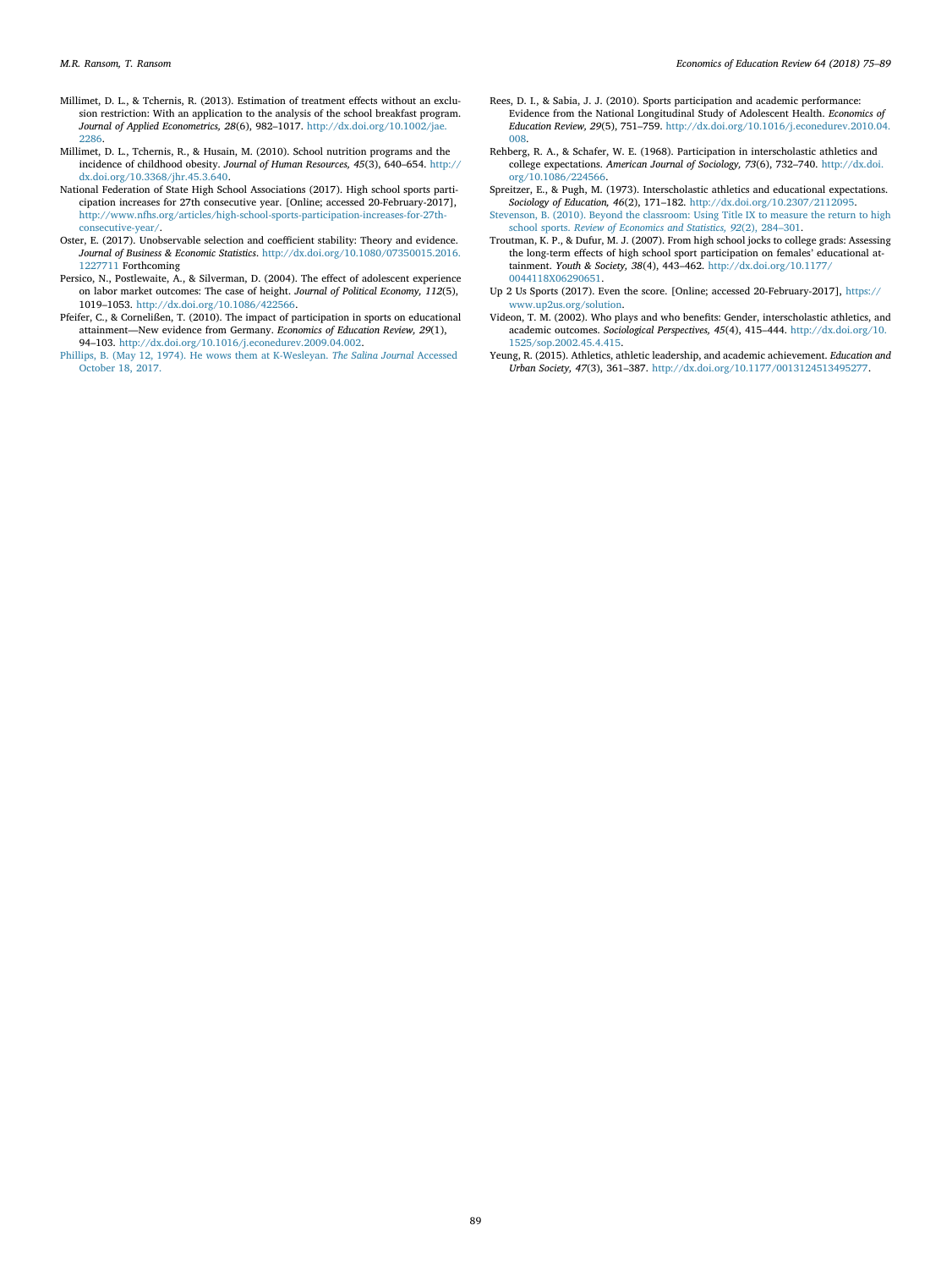Millimet, D. L., & Tchernis, R. (2013). Estimation of treatment effects without an exclusion restriction: With an application to the analysis of the school breakfast program. *Journal of Applied Econometrics, 28*(6), 982–1017. http://dx.doi.org/10.1002/jae.2286.

Millimet, D. L., Tchernis, R., & Husain, M. (2010). School nutrition programs and the incidence of childhood obesity. *Journal of Human Resources, 45*(3), 640–654. http://dx.doi.org/10.3368/jhr.45.3.640.

National Federation of State High School Associations (2017). High school sports participation increases for 27th consecutive year. [Online; accessed 20-February-2017], http://www.nfhs.org/articles/high-school-sports-participation-increases-for-27th-consecutive-year/.

Oster, E. (2017). Unobservable selection and coefficient stability: Theory and evidence. *Journal of Business & Economic Statistics*. http://dx.doi.org/10.1080/07350015.2016.1227711 Forthcoming

Persico, N., Postlewaite, A., & Silverman, D. (2004). The effect of adolescent experience on labor market outcomes: The case of height. *Journal of Political Economy, 112*(5), 1019–1053. http://dx.doi.org/10.1086/422566.

Pfeifer, C., & Cornelißen, T. (2010). The impact of participation in sports on educational attainment—New evidence from Germany. *Economics of Education Review, 29*(1), 94–103. http://dx.doi.org/10.1016/j.econedurev.2009.04.002.

Phillips, B. (May 12, 1974). He wows them at K-Wesleyan. *The Salina Journal* Accessed October 18, 2017.

Rees, D. I., & Sabia, J. J. (2010). Sports participation and academic performance: Evidence from the National Longitudinal Study of Adolescent Health. *Economics of Education Review, 29*(5), 751–759. http://dx.doi.org/10.1016/j.econedurev.2010.04.008.

Rehberg, R. A., & Schafer, W. E. (1968). Participation in interscholastic athletics and college expectations. *American Journal of Sociology, 73*(6), 732–740. http://dx.doi.org/10.1086/224566.

Spreitzer, E., & Pugh, M. (1973). Interscholastic athletics and educational expectations. *Sociology of Education, 46*(2), 171–182. http://dx.doi.org/10.2307/2112095.

Stevenson, B. (2010). Beyond the classroom: Using Title IX to measure the return to high school sports. *Review of Economics and Statistics, 92*(2), 284–301.

Troutman, K. P., & Dufur, M. J. (2007). From high school jocks to college grads: Assessing the long-term effects of high school sport participation on females' educational attainment. *Youth & Society, 38*(4), 443–462. http://dx.doi.org/10.1177/0044118X06290651.

Up 2 Us Sports (2017). Even the score. [Online; accessed 20-February-2017], https://www.up2us.org/solution.

Videon, T. M. (2002). Who plays and who benefits: Gender, interscholastic athletics, and academic outcomes. *Sociological Perspectives, 45*(4), 415–444. http://dx.doi.org/10.1525/sop.2002.45.4.415.

Yeung, R. (2015). Athletics, athletic leadership, and academic achievement. *Education and Urban Society, 47*(3), 361–387. http://dx.doi.org/10.1177/0013124513495277.